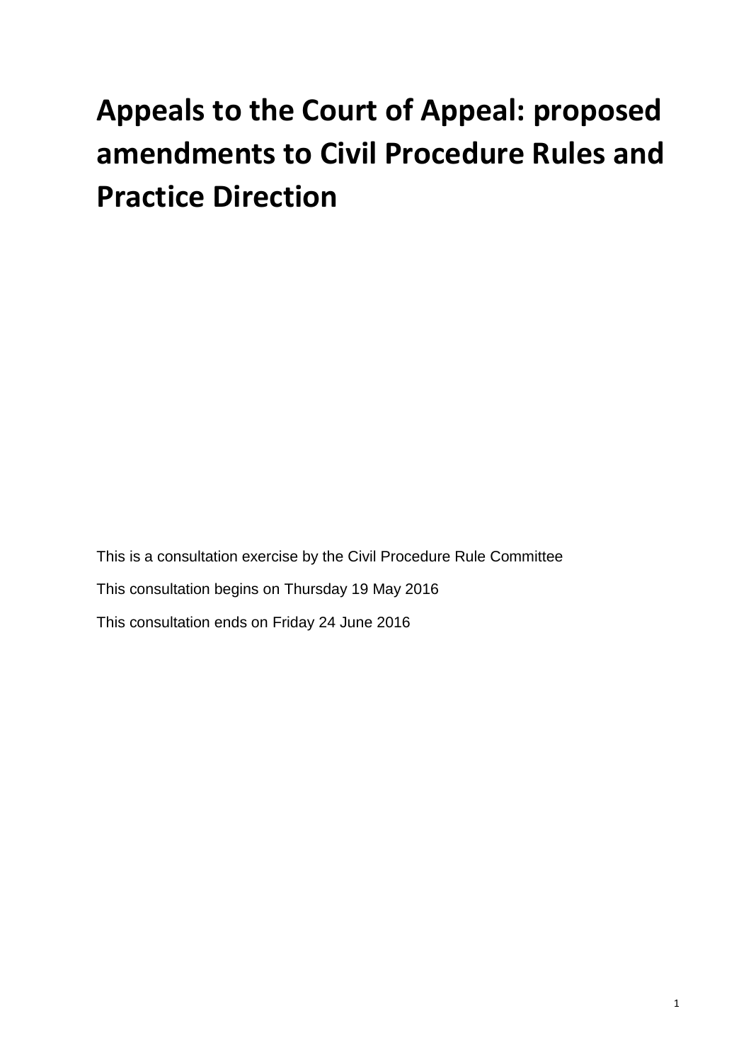# Appeals to the Court of Appeal: proposed amendments to Civil Procedure Rules and Practice Direction

This is a consultation exercise by the Civil Procedure Rule Committee

This consultation begins on Thursday 19 May 2016

This consultation ends on Friday 24 June 2016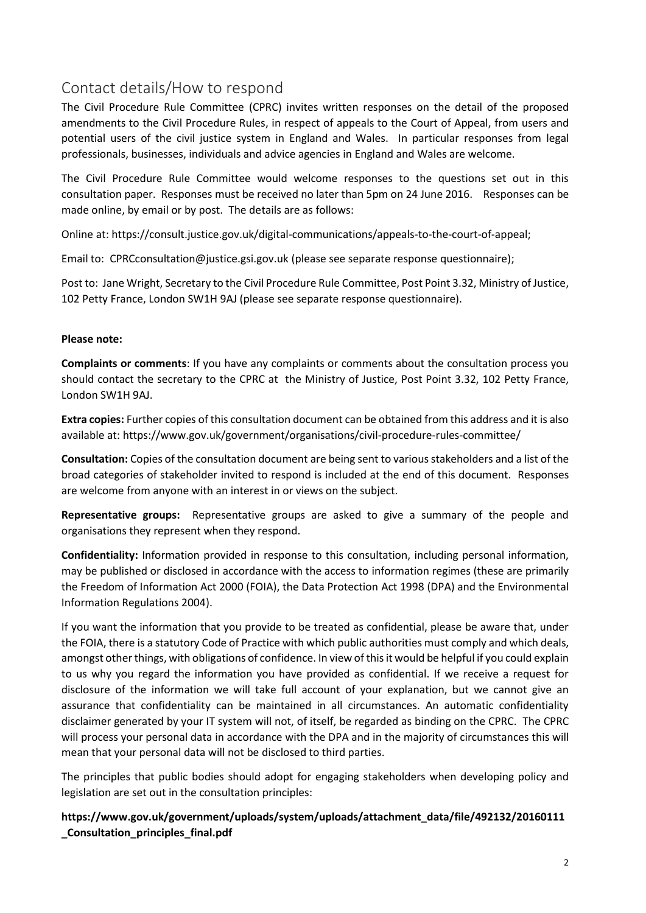## Contact details/How to respond

The Civil Procedure Rule Committee (CPRC) invites written responses on the detail of the proposed amendments to the Civil Procedure Rules, in respect of appeals to the Court of Appeal, from users and potential users of the civil justice system in England and Wales. In particular responses from legal professionals, businesses, individuals and advice agencies in England and Wales are welcome.

The Civil Procedure Rule Committee would welcome responses to the questions set out in this consultation paper. Responses must be received no later than 5pm on 24 June 2016. Responses can be made online, by email or by post. The details are as follows:

Online at: https://consult.justice.gov.uk/digital-communications/appeals-to-the-court-of-appeal;

Email to: CPRCconsultation@justice.gsi.gov.uk (please see separate response questionnaire);

Post to: Jane Wright, Secretary to the Civil Procedure Rule Committee, Post Point 3.32, Ministry of Justice, 102 Petty France, London SW1H 9AJ (please see separate response questionnaire).

**Please note:**

**Complaints or comments**: If you have any complaints or comments about the consultation process you should contact the secretary to the CPRC at the Ministry of Justice, Post Point 3.32, 102 Petty France, London SW1H 9AJ.

**Extra copies:** Further copies of this consultation document can be obtained from this address and it is also available at: https://www.gov.uk/government/organisations/civil-procedure-rules-committee/

**Consultation:** Copies of the consultation document are being sent to various stakeholders and a list of the broad categories of stakeholder invited to respond is included at the end of this document. Responses are welcome from anyone with an interest in or views on the subject.

**Representative groups:** Representative groups are asked to give a summary of the people and organisations they represent when they respond.

**Confidentiality:** Information provided in response to this consultation, including personal information, may be published or disclosed in accordance with the access to information regimes (these are primarily the Freedom of Information Act 2000 (FOIA), the Data Protection Act 1998 (DPA) and the Environmental Information Regulations 2004).

If you want the information that you provide to be treated as confidential, please be aware that, under the FOIA, there is a statutory Code of Practice with which public authorities must comply and which deals, amongst other things, with obligations of confidence. In view of this it would be helpful if you could explain to us why you regard the information you have provided as confidential. If we receive a request for disclosure of the information we will take full account of your explanation, but we cannot give an assurance that confidentiality can be maintained in all circumstances. An automatic confidentiality disclaimer generated by your IT system will not, of itself, be regarded as binding on the CPRC. The CPRC will process your personal data in accordance with the DPA and in the majority of circumstances this will mean that your personal data will not be disclosed to third parties.

The principles that public bodies should adopt for engaging stakeholders when developing policy and legislation are set out in the consultation principles:

**https://www.gov.uk/government/uploads/system/uploads/attachment_data/file/492132/20160111_Consultation_principles_final.pdf**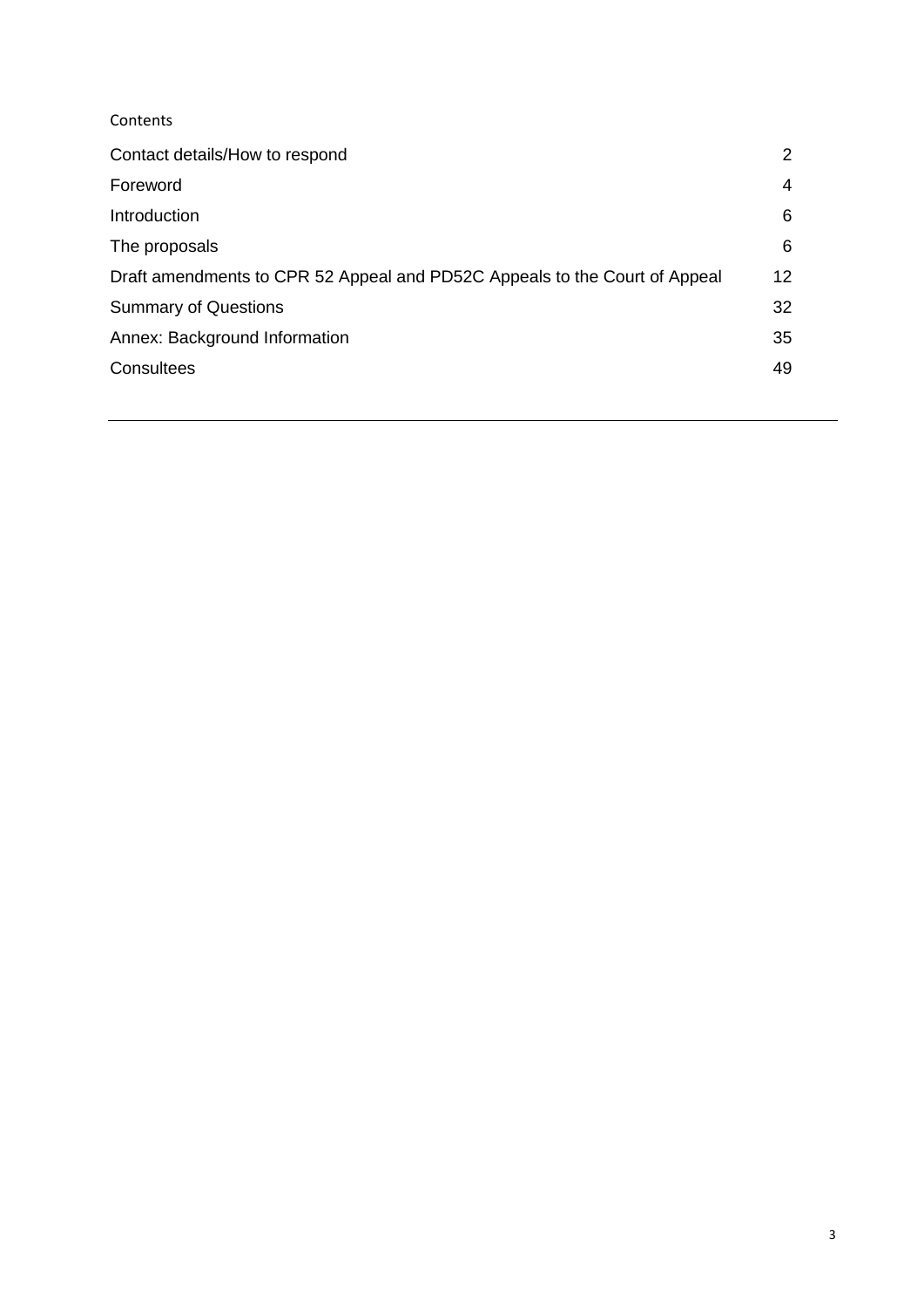Contents

| | |
|---|---|
| Contact details/How to respond | 2 |
| Foreword | 4 |
| Introduction | 6 |
| The proposals | 6 |
| Draft amendments to CPR 52 Appeal and PD52C Appeals to the Court of Appeal | 12 |
| Summary of Questions | 32 |
| Annex: Background Information | 35 |
| Consultees | 49 |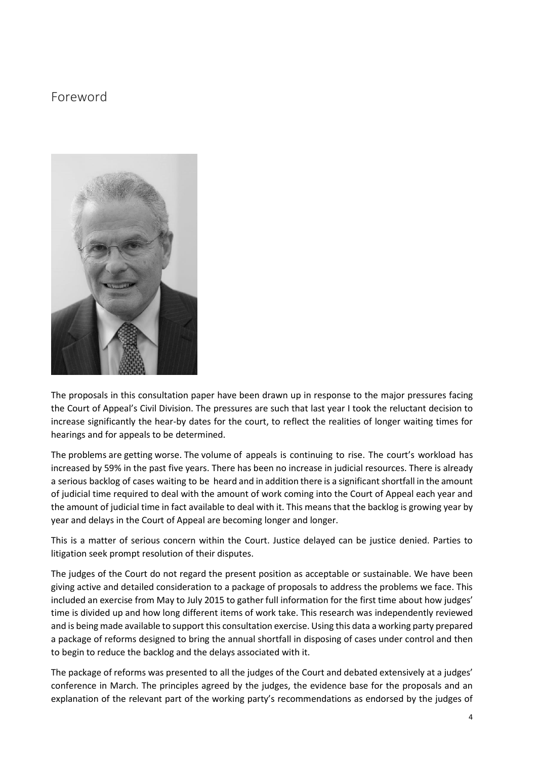# Foreword

The proposals in this consultation paper have been drawn up in response to the major pressures facing the Court of Appeal's Civil Division. The pressures are such that last year I took the reluctant decision to increase significantly the hear-by dates for the court, to reflect the realities of longer waiting times for hearings and for appeals to be determined.

The problems are getting worse. The volume of appeals is continuing to rise. The court's workload has increased by 59% in the past five years. There has been no increase in judicial resources. There is already a serious backlog of cases waiting to be heard and in addition there is a significant shortfall in the amount of judicial time required to deal with the amount of work coming into the Court of Appeal each year and the amount of judicial time in fact available to deal with it. This means that the backlog is growing year by year and delays in the Court of Appeal are becoming longer and longer.

This is a matter of serious concern within the Court. Justice delayed can be justice denied. Parties to litigation seek prompt resolution of their disputes.

The judges of the Court do not regard the present position as acceptable or sustainable. We have been giving active and detailed consideration to a package of proposals to address the problems we face. This included an exercise from May to July 2015 to gather full information for the first time about how judges' time is divided up and how long different items of work take. This research was independently reviewed and is being made available to support this consultation exercise. Using this data a working party prepared a package of reforms designed to bring the annual shortfall in disposing of cases under control and then to begin to reduce the backlog and the delays associated with it.

The package of reforms was presented to all the judges of the Court and debated extensively at a judges' conference in March. The principles agreed by the judges, the evidence base for the proposals and an explanation of the relevant part of the working party's recommendations as endorsed by the judges of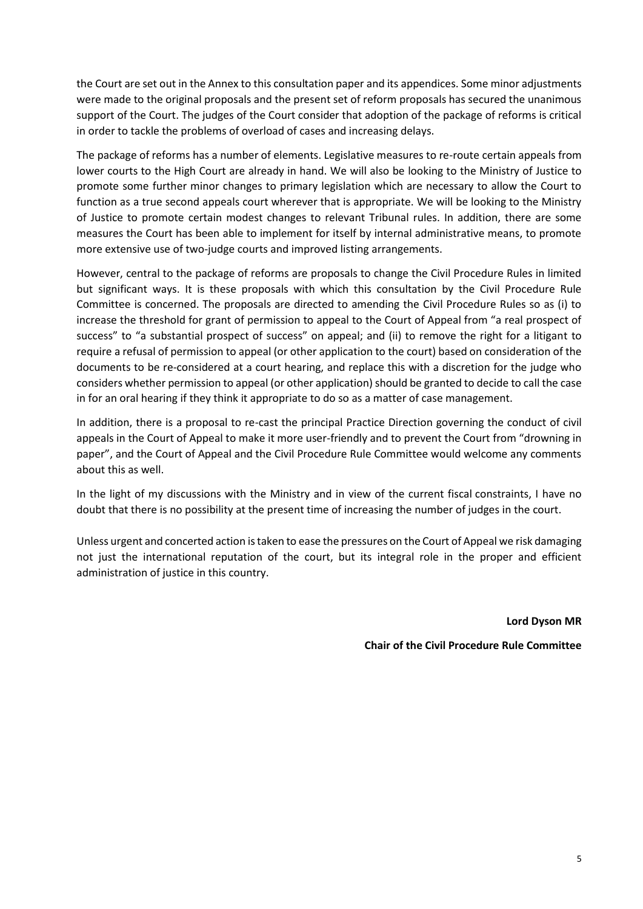the Court are set out in the Annex to this consultation paper and its appendices. Some minor adjustments were made to the original proposals and the present set of reform proposals has secured the unanimous support of the Court. The judges of the Court consider that adoption of the package of reforms is critical in order to tackle the problems of overload of cases and increasing delays.

The package of reforms has a number of elements. Legislative measures to re-route certain appeals from lower courts to the High Court are already in hand. We will also be looking to the Ministry of Justice to promote some further minor changes to primary legislation which are necessary to allow the Court to function as a true second appeals court wherever that is appropriate. We will be looking to the Ministry of Justice to promote certain modest changes to relevant Tribunal rules. In addition, there are some measures the Court has been able to implement for itself by internal administrative means, to promote more extensive use of two-judge courts and improved listing arrangements.

However, central to the package of reforms are proposals to change the Civil Procedure Rules in limited but significant ways. It is these proposals with which this consultation by the Civil Procedure Rule Committee is concerned. The proposals are directed to amending the Civil Procedure Rules so as (i) to increase the threshold for grant of permission to appeal to the Court of Appeal from "a real prospect of success" to "a substantial prospect of success" on appeal; and (ii) to remove the right for a litigant to require a refusal of permission to appeal (or other application to the court) based on consideration of the documents to be re-considered at a court hearing, and replace this with a discretion for the judge who considers whether permission to appeal (or other application) should be granted to decide to call the case in for an oral hearing if they think it appropriate to do so as a matter of case management.

In addition, there is a proposal to re-cast the principal Practice Direction governing the conduct of civil appeals in the Court of Appeal to make it more user-friendly and to prevent the Court from "drowning in paper", and the Court of Appeal and the Civil Procedure Rule Committee would welcome any comments about this as well.

In the light of my discussions with the Ministry and in view of the current fiscal constraints, I have no doubt that there is no possibility at the present time of increasing the number of judges in the court.

Unless urgent and concerted action is taken to ease the pressures on the Court of Appeal we risk damaging not just the international reputation of the court, but its integral role in the proper and efficient administration of justice in this country.

**Lord Dyson MR**

**Chair of the Civil Procedure Rule Committee**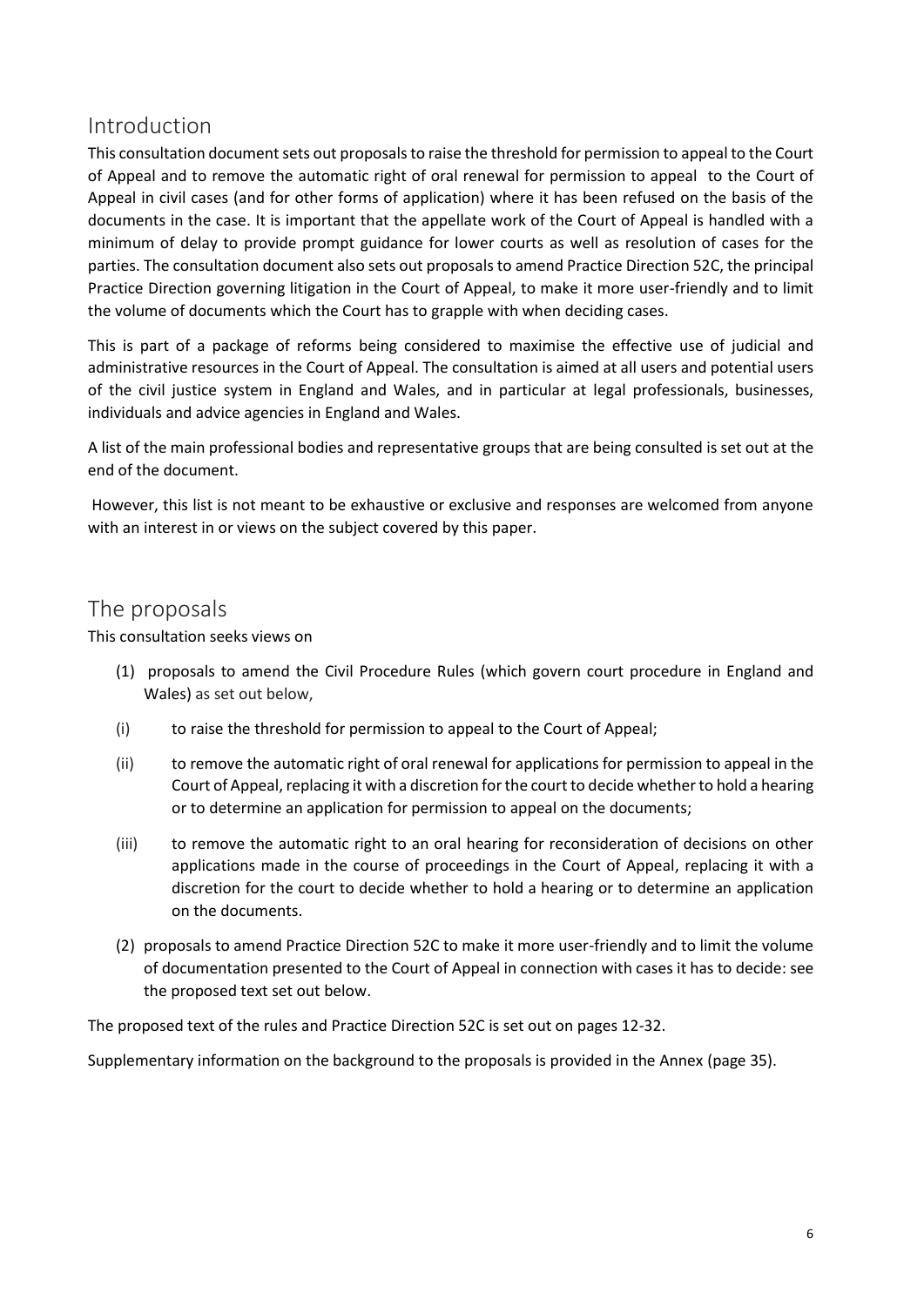## Introduction

This consultation document sets out proposals to raise the threshold for permission to appeal to the Court of Appeal and to remove the automatic right of oral renewal for permission to appeal to the Court of Appeal in civil cases (and for other forms of application) where it has been refused on the basis of the documents in the case. It is important that the appellate work of the Court of Appeal is handled with a minimum of delay to provide prompt guidance for lower courts as well as resolution of cases for the parties. The consultation document also sets out proposals to amend Practice Direction 52C, the principal Practice Direction governing litigation in the Court of Appeal, to make it more user-friendly and to limit the volume of documents which the Court has to grapple with when deciding cases.

This is part of a package of reforms being considered to maximise the effective use of judicial and administrative resources in the Court of Appeal. The consultation is aimed at all users and potential users of the civil justice system in England and Wales, and in particular at legal professionals, businesses, individuals and advice agencies in England and Wales.

A list of the main professional bodies and representative groups that are being consulted is set out at the end of the document.

However, this list is not meant to be exhaustive or exclusive and responses are welcomed from anyone with an interest in or views on the subject covered by this paper.

## The proposals

This consultation seeks views on

(1) proposals to amend the Civil Procedure Rules (which govern court procedure in England and Wales) as set out below,

(i) to raise the threshold for permission to appeal to the Court of Appeal;

(ii) to remove the automatic right of oral renewal for applications for permission to appeal in the Court of Appeal, replacing it with a discretion for the court to decide whether to hold a hearing or to determine an application for permission to appeal on the documents;

(iii) to remove the automatic right to an oral hearing for reconsideration of decisions on other applications made in the course of proceedings in the Court of Appeal, replacing it with a discretion for the court to decide whether to hold a hearing or to determine an application on the documents.

(2) proposals to amend Practice Direction 52C to make it more user-friendly and to limit the volume of documentation presented to the Court of Appeal in connection with cases it has to decide: see the proposed text set out below.

The proposed text of the rules and Practice Direction 52C is set out on pages 12-32.

Supplementary information on the background to the proposals is provided in the Annex (page 35).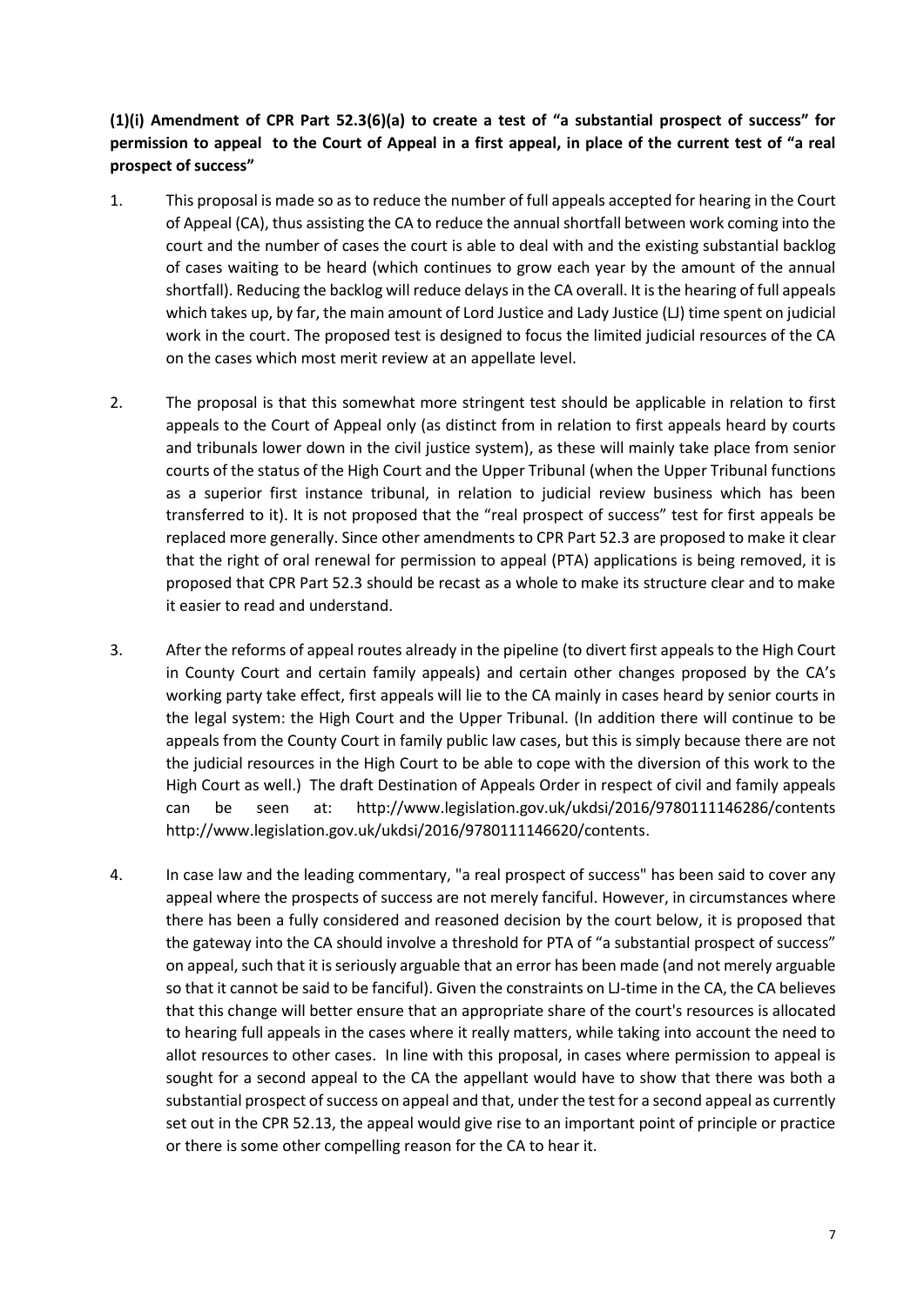**(1)(i) Amendment of CPR Part 52.3(6)(a) to create a test of "a substantial prospect of success" for permission to appeal to the Court of Appeal in a first appeal, in place of the current test of "a real prospect of success"**

1. This proposal is made so as to reduce the number of full appeals accepted for hearing in the Court of Appeal (CA), thus assisting the CA to reduce the annual shortfall between work coming into the court and the number of cases the court is able to deal with and the existing substantial backlog of cases waiting to be heard (which continues to grow each year by the amount of the annual shortfall). Reducing the backlog will reduce delays in the CA overall. It is the hearing of full appeals which takes up, by far, the main amount of Lord Justice and Lady Justice (LJ) time spent on judicial work in the court. The proposed test is designed to focus the limited judicial resources of the CA on the cases which most merit review at an appellate level.

2. The proposal is that this somewhat more stringent test should be applicable in relation to first appeals to the Court of Appeal only (as distinct from in relation to first appeals heard by courts and tribunals lower down in the civil justice system), as these will mainly take place from senior courts of the status of the High Court and the Upper Tribunal (when the Upper Tribunal functions as a superior first instance tribunal, in relation to judicial review business which has been transferred to it). It is not proposed that the "real prospect of success" test for first appeals be replaced more generally. Since other amendments to CPR Part 52.3 are proposed to make it clear that the right of oral renewal for permission to appeal (PTA) applications is being removed, it is proposed that CPR Part 52.3 should be recast as a whole to make its structure clear and to make it easier to read and understand.

3. After the reforms of appeal routes already in the pipeline (to divert first appeals to the High Court in County Court and certain family appeals) and certain other changes proposed by the CA's working party take effect, first appeals will lie to the CA mainly in cases heard by senior courts in the legal system: the High Court and the Upper Tribunal. (In addition there will continue to be appeals from the County Court in family public law cases, but this is simply because there are not the judicial resources in the High Court to be able to cope with the diversion of this work to the High Court as well.) The draft Destination of Appeals Order in respect of civil and family appeals can be seen at: http://www.legislation.gov.uk/ukdsi/2016/9780111146286/contents http://www.legislation.gov.uk/ukdsi/2016/9780111146620/contents.

4. In case law and the leading commentary, "a real prospect of success" has been said to cover any appeal where the prospects of success are not merely fanciful. However, in circumstances where there has been a fully considered and reasoned decision by the court below, it is proposed that the gateway into the CA should involve a threshold for PTA of "a substantial prospect of success" on appeal, such that it is seriously arguable that an error has been made (and not merely arguable so that it cannot be said to be fanciful). Given the constraints on LJ-time in the CA, the CA believes that this change will better ensure that an appropriate share of the court's resources is allocated to hearing full appeals in the cases where it really matters, while taking into account the need to allot resources to other cases. In line with this proposal, in cases where permission to appeal is sought for a second appeal to the CA the appellant would have to show that there was both a substantial prospect of success on appeal and that, under the test for a second appeal as currently set out in the CPR 52.13, the appeal would give rise to an important point of principle or practice or there is some other compelling reason for the CA to hear it.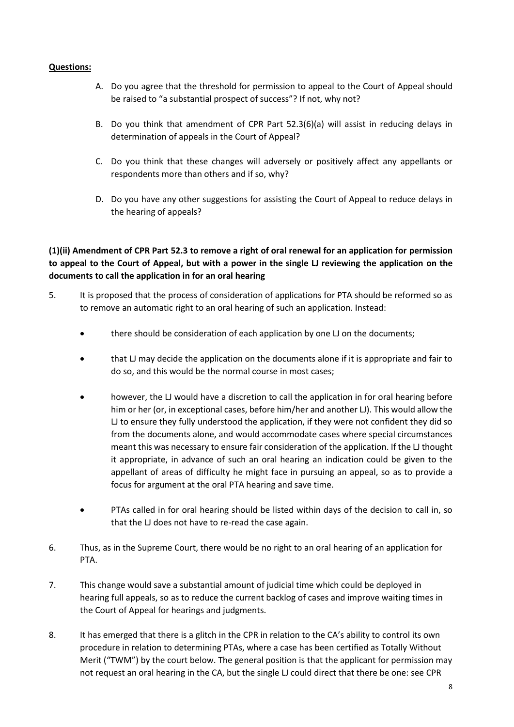**Questions:**

A. Do you agree that the threshold for permission to appeal to the Court of Appeal should be raised to "a substantial prospect of success"? If not, why not?

B. Do you think that amendment of CPR Part 52.3(6)(a) will assist in reducing delays in determination of appeals in the Court of Appeal?

C. Do you think that these changes will adversely or positively affect any appellants or respondents more than others and if so, why?

D. Do you have any other suggestions for assisting the Court of Appeal to reduce delays in the hearing of appeals?

**(1)(ii) Amendment of CPR Part 52.3 to remove a right of oral renewal for an application for permission to appeal to the Court of Appeal, but with a power in the single LJ reviewing the application on the documents to call the application in for an oral hearing**

5. It is proposed that the process of consideration of applications for PTA should be reformed so as to remove an automatic right to an oral hearing of such an application. Instead:

    - there should be consideration of each application by one LJ on the documents;
    - that LJ may decide the application on the documents alone if it is appropriate and fair to do so, and this would be the normal course in most cases;
    - however, the LJ would have a discretion to call the application in for oral hearing before him or her (or, in exceptional cases, before him/her and another LJ). This would allow the LJ to ensure they fully understood the application, if they were not confident they did so from the documents alone, and would accommodate cases where special circumstances meant this was necessary to ensure fair consideration of the application. If the LJ thought it appropriate, in advance of such an oral hearing an indication could be given to the appellant of areas of difficulty he might face in pursuing an appeal, so as to provide a focus for argument at the oral PTA hearing and save time.
    - PTAs called in for oral hearing should be listed within days of the decision to call in, so that the LJ does not have to re-read the case again.

6. Thus, as in the Supreme Court, there would be no right to an oral hearing of an application for PTA.

7. This change would save a substantial amount of judicial time which could be deployed in hearing full appeals, so as to reduce the current backlog of cases and improve waiting times in the Court of Appeal for hearings and judgments.

8. It has emerged that there is a glitch in the CPR in relation to the CA's ability to control its own procedure in relation to determining PTAs, where a case has been certified as Totally Without Merit ("TWM") by the court below. The general position is that the applicant for permission may not request an oral hearing in the CA, but the single LJ could direct that there be one: see CPR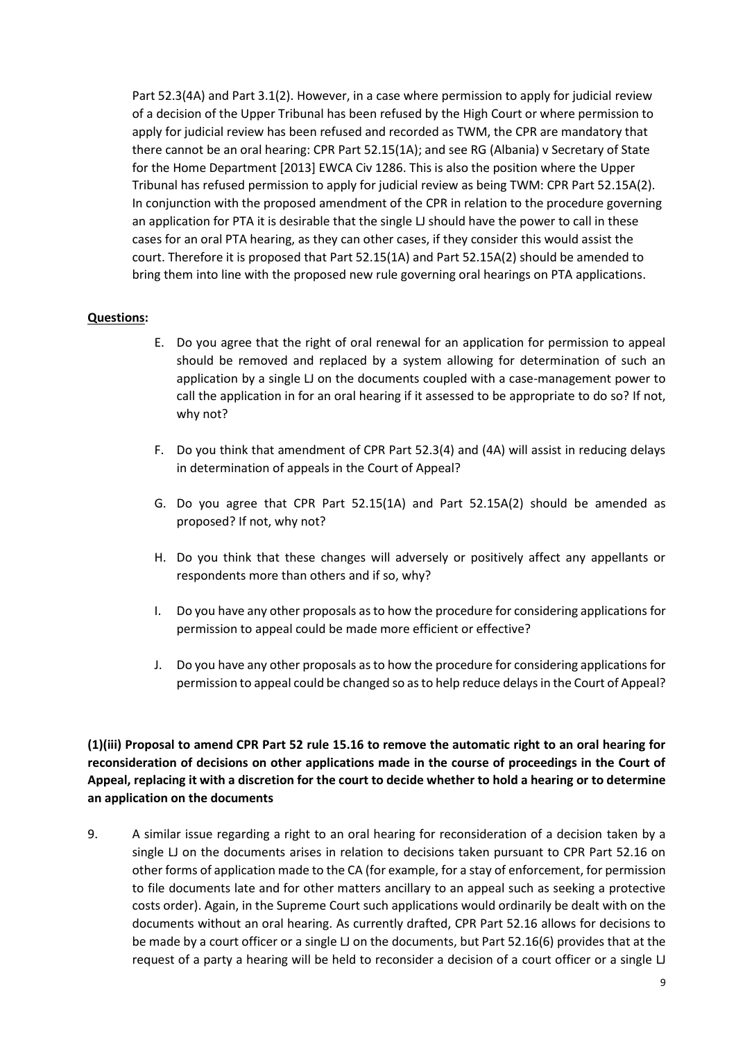Part 52.3(4A) and Part 3.1(2). However, in a case where permission to apply for judicial review of a decision of the Upper Tribunal has been refused by the High Court or where permission to apply for judicial review has been refused and recorded as TWM, the CPR are mandatory that there cannot be an oral hearing: CPR Part 52.15(1A); and see RG (Albania) v Secretary of State for the Home Department [2013] EWCA Civ 1286. This is also the position where the Upper Tribunal has refused permission to apply for judicial review as being TWM: CPR Part 52.15A(2). In conjunction with the proposed amendment of the CPR in relation to the procedure governing an application for PTA it is desirable that the single LJ should have the power to call in these cases for an oral PTA hearing, as they can other cases, if they consider this would assist the court. Therefore it is proposed that Part 52.15(1A) and Part 52.15A(2) should be amended to bring them into line with the proposed new rule governing oral hearings on PTA applications.

**Questions:**

E. Do you agree that the right of oral renewal for an application for permission to appeal should be removed and replaced by a system allowing for determination of such an application by a single LJ on the documents coupled with a case-management power to call the application in for an oral hearing if it assessed to be appropriate to do so? If not, why not?

F. Do you think that amendment of CPR Part 52.3(4) and (4A) will assist in reducing delays in determination of appeals in the Court of Appeal?

G. Do you agree that CPR Part 52.15(1A) and Part 52.15A(2) should be amended as proposed? If not, why not?

H. Do you think that these changes will adversely or positively affect any appellants or respondents more than others and if so, why?

I. Do you have any other proposals as to how the procedure for considering applications for permission to appeal could be made more efficient or effective?

J. Do you have any other proposals as to how the procedure for considering applications for permission to appeal could be changed so as to help reduce delays in the Court of Appeal?

**(1)(iii) Proposal to amend CPR Part 52 rule 15.16 to remove the automatic right to an oral hearing for reconsideration of decisions on other applications made in the course of proceedings in the Court of Appeal, replacing it with a discretion for the court to decide whether to hold a hearing or to determine an application on the documents**

9. A similar issue regarding a right to an oral hearing for reconsideration of a decision taken by a single LJ on the documents arises in relation to decisions taken pursuant to CPR Part 52.16 on other forms of application made to the CA (for example, for a stay of enforcement, for permission to file documents late and for other matters ancillary to an appeal such as seeking a protective costs order). Again, in the Supreme Court such applications would ordinarily be dealt with on the documents without an oral hearing. As currently drafted, CPR Part 52.16 allows for decisions to be made by a court officer or a single LJ on the documents, but Part 52.16(6) provides that at the request of a party a hearing will be held to reconsider a decision of a court officer or a single LJ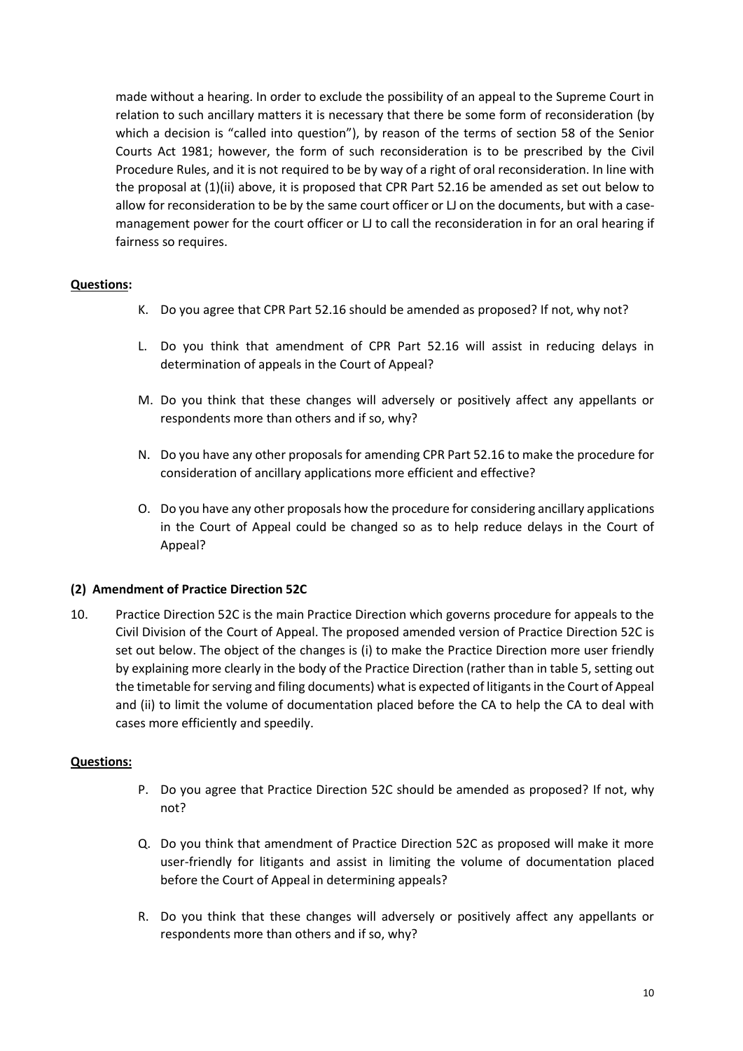made without a hearing. In order to exclude the possibility of an appeal to the Supreme Court in relation to such ancillary matters it is necessary that there be some form of reconsideration (by which a decision is "called into question"), by reason of the terms of section 58 of the Senior Courts Act 1981; however, the form of such reconsideration is to be prescribed by the Civil Procedure Rules, and it is not required to be by way of a right of oral reconsideration. In line with the proposal at (1)(ii) above, it is proposed that CPR Part 52.16 be amended as set out below to allow for reconsideration to be by the same court officer or LJ on the documents, but with a case-management power for the court officer or LJ to call the reconsideration in for an oral hearing if fairness so requires.

**<u>Questions</u>:**

K. Do you agree that CPR Part 52.16 should be amended as proposed? If not, why not?

L. Do you think that amendment of CPR Part 52.16 will assist in reducing delays in determination of appeals in the Court of Appeal?

M. Do you think that these changes will adversely or positively affect any appellants or respondents more than others and if so, why?

N. Do you have any other proposals for amending CPR Part 52.16 to make the procedure for consideration of ancillary applications more efficient and effective?

O. Do you have any other proposals how the procedure for considering ancillary applications in the Court of Appeal could be changed so as to help reduce delays in the Court of Appeal?

### (2) Amendment of Practice Direction 52C

10. Practice Direction 52C is the main Practice Direction which governs procedure for appeals to the Civil Division of the Court of Appeal. The proposed amended version of Practice Direction 52C is set out below. The object of the changes is (i) to make the Practice Direction more user friendly by explaining more clearly in the body of the Practice Direction (rather than in table 5, setting out the timetable for serving and filing documents) what is expected of litigants in the Court of Appeal and (ii) to limit the volume of documentation placed before the CA to help the CA to deal with cases more efficiently and speedily.

**<u>Questions:</u>**

P. Do you agree that Practice Direction 52C should be amended as proposed? If not, why not?

Q. Do you think that amendment of Practice Direction 52C as proposed will make it more user-friendly for litigants and assist in limiting the volume of documentation placed before the Court of Appeal in determining appeals?

R. Do you think that these changes will adversely or positively affect any appellants or respondents more than others and if so, why?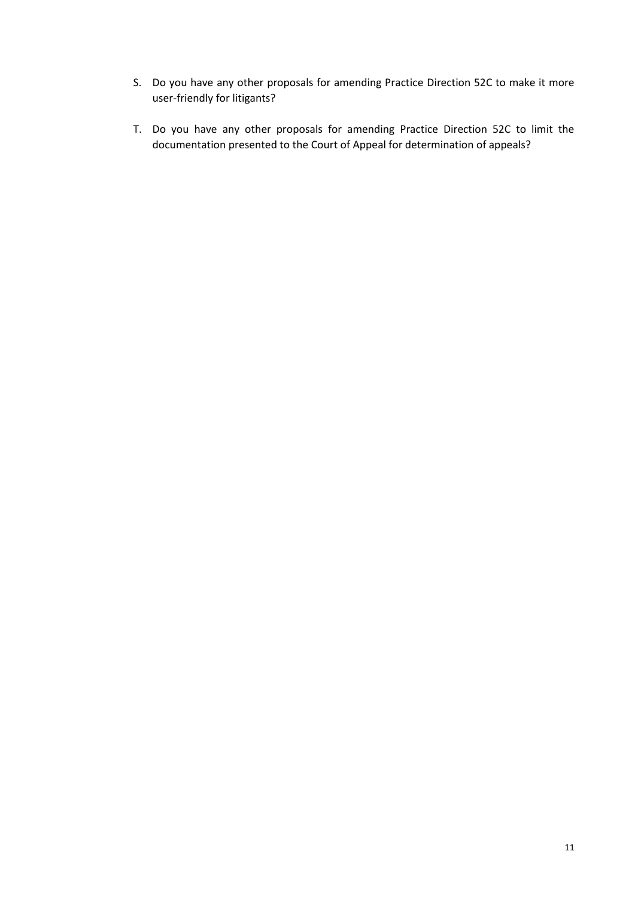S. Do you have any other proposals for amending Practice Direction 52C to make it more user-friendly for litigants?

T. Do you have any other proposals for amending Practice Direction 52C to limit the documentation presented to the Court of Appeal for determination of appeals?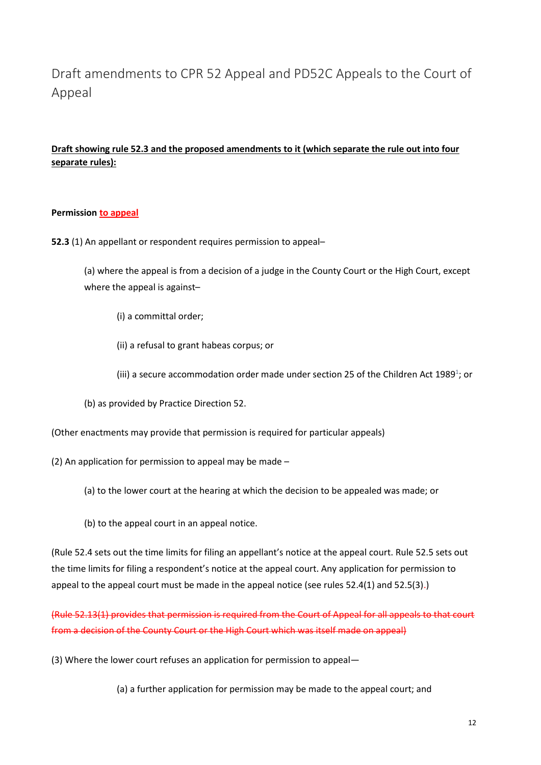# Draft amendments to CPR 52 Appeal and PD52C Appeals to the Court of Appeal

**Draft showing rule 52.3 and the proposed amendments to it (which separate the rule out into four separate rules):**

**Permission to appeal**

**52.3** (1) An appellant or respondent requires permission to appeal–

(a) where the appeal is from a decision of a judge in the County Court or the High Court, except where the appeal is against–

(i) a committal order;

(ii) a refusal to grant habeas corpus; or

(iii) a secure accommodation order made under section 25 of the Children Act 1989[1]; or

(b) as provided by Practice Direction 52.

(Other enactments may provide that permission is required for particular appeals)

(2) An application for permission to appeal may be made –

(a) to the lower court at the hearing at which the decision to be appealed was made; or

(b) to the appeal court in an appeal notice.

(Rule 52.4 sets out the time limits for filing an appellant's notice at the appeal court. Rule 52.5 sets out the time limits for filing a respondent's notice at the appeal court. Any application for permission to appeal to the appeal court must be made in the appeal notice (see rules 52.4(1) and 52.5(3).)

~~(Rule 52.13(1) provides that permission is required from the Court of Appeal for all appeals to that court from a decision of the County Court or the High Court which was itself made on appeal)~~

(3) Where the lower court refuses an application for permission to appeal—

(a) a further application for permission may be made to the appeal court; and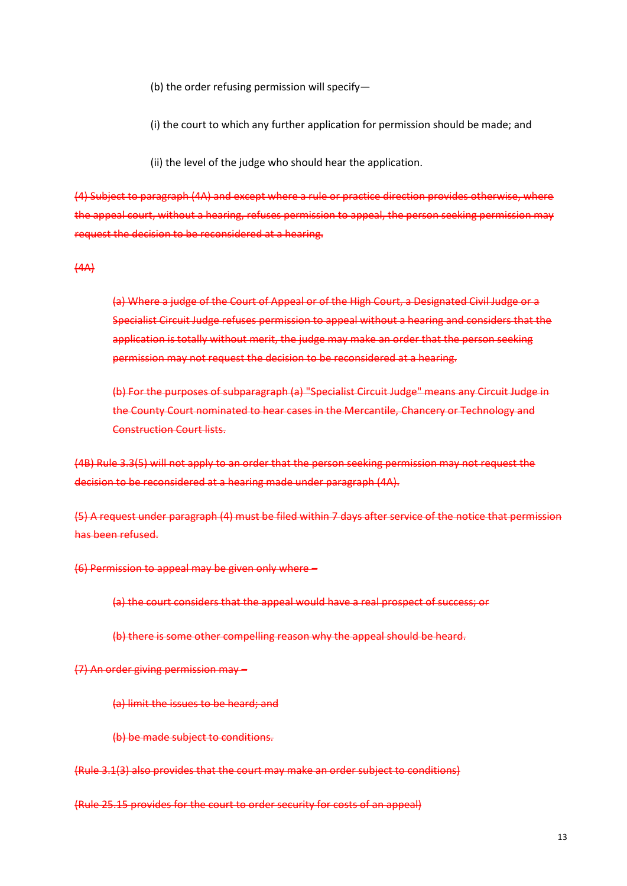(b) the order refusing permission will specify—

(i) the court to which any further application for permission should be made; and

(ii) the level of the judge who should hear the application.

~~(4) Subject to paragraph (4A) and except where a rule or practice direction provides otherwise, where the appeal court, without a hearing, refuses permission to appeal, the person seeking permission may request the decision to be reconsidered at a hearing.~~

~~(4A)~~

~~(a) Where a judge of the Court of Appeal or of the High Court, a Designated Civil Judge or a Specialist Circuit Judge refuses permission to appeal without a hearing and considers that the application is totally without merit, the judge may make an order that the person seeking permission may not request the decision to be reconsidered at a hearing.~~

~~(b) For the purposes of subparagraph (a) "Specialist Circuit Judge" means any Circuit Judge in the County Court nominated to hear cases in the Mercantile, Chancery or Technology and Construction Court lists.~~

~~(4B) Rule 3.3(5) will not apply to an order that the person seeking permission may not request the decision to be reconsidered at a hearing made under paragraph (4A).~~

~~(5) A request under paragraph (4) must be filed within 7 days after service of the notice that permission has been refused.~~

~~(6) Permission to appeal may be given only where –~~

~~(a) the court considers that the appeal would have a real prospect of success; or~~

~~(b) there is some other compelling reason why the appeal should be heard.~~

~~(7) An order giving permission may –~~

~~(a) limit the issues to be heard; and~~

~~(b) be made subject to conditions.~~

~~(Rule 3.1(3) also provides that the court may make an order subject to conditions)~~

~~(Rule 25.15 provides for the court to order security for costs of an appeal)~~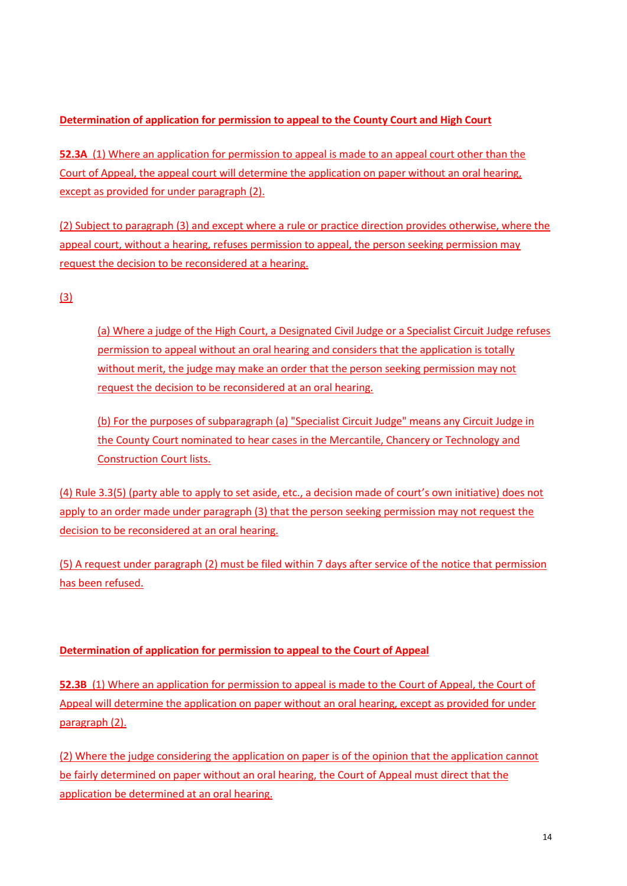**Determination of application for permission to appeal to the County Court and High Court**

**52.3A** (1) Where an application for permission to appeal is made to an appeal court other than the Court of Appeal, the appeal court will determine the application on paper without an oral hearing, except as provided for under paragraph (2).

(2) Subject to paragraph (3) and except where a rule or practice direction provides otherwise, where the appeal court, without a hearing, refuses permission to appeal, the person seeking permission may request the decision to be reconsidered at a hearing.

(3)

> (a) Where a judge of the High Court, a Designated Civil Judge or a Specialist Circuit Judge refuses permission to appeal without an oral hearing and considers that the application is totally without merit, the judge may make an order that the person seeking permission may not request the decision to be reconsidered at an oral hearing.
>
> (b) For the purposes of subparagraph (a) "Specialist Circuit Judge" means any Circuit Judge in the County Court nominated to hear cases in the Mercantile, Chancery or Technology and Construction Court lists.

(4) Rule 3.3(5) (party able to apply to set aside, etc., a decision made of court's own initiative) does not apply to an order made under paragraph (3) that the person seeking permission may not request the decision to be reconsidered at an oral hearing.

(5) A request under paragraph (2) must be filed within 7 days after service of the notice that permission has been refused.

**Determination of application for permission to appeal to the Court of Appeal**

**52.3B** (1) Where an application for permission to appeal is made to the Court of Appeal, the Court of Appeal will determine the application on paper without an oral hearing, except as provided for under paragraph (2).

(2) Where the judge considering the application on paper is of the opinion that the application cannot be fairly determined on paper without an oral hearing, the Court of Appeal must direct that the application be determined at an oral hearing.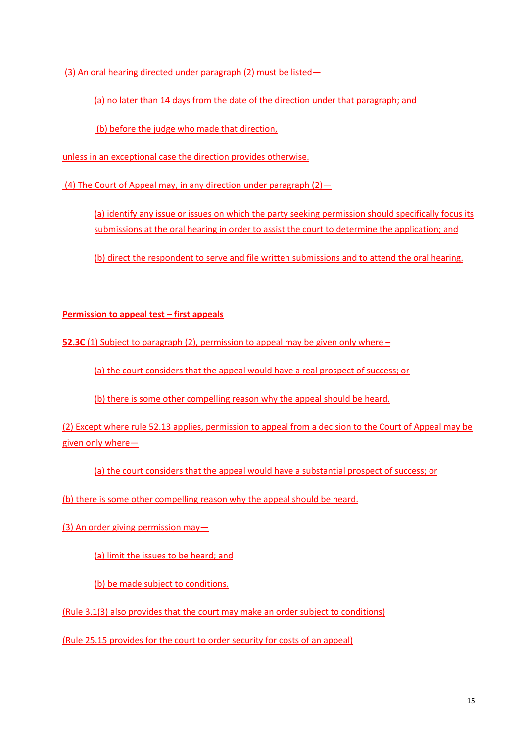(3) An oral hearing directed under paragraph (2) must be listed—

(a) no later than 14 days from the date of the direction under that paragraph; and

(b) before the judge who made that direction,

unless in an exceptional case the direction provides otherwise.

(4) The Court of Appeal may, in any direction under paragraph (2)—

(a) identify any issue or issues on which the party seeking permission should specifically focus its submissions at the oral hearing in order to assist the court to determine the application; and

(b) direct the respondent to serve and file written submissions and to attend the oral hearing.

**Permission to appeal test – first appeals**

**52.3C** (1) Subject to paragraph (2), permission to appeal may be given only where –

(a) the court considers that the appeal would have a real prospect of success; or

(b) there is some other compelling reason why the appeal should be heard.

(2) Except where rule 52.13 applies, permission to appeal from a decision to the Court of Appeal may be given only where—

(a) the court considers that the appeal would have a substantial prospect of success; or

(b) there is some other compelling reason why the appeal should be heard.

(3) An order giving permission may—

(a) limit the issues to be heard; and

(b) be made subject to conditions.

(Rule 3.1(3) also provides that the court may make an order subject to conditions)

(Rule 25.15 provides for the court to order security for costs of an appeal)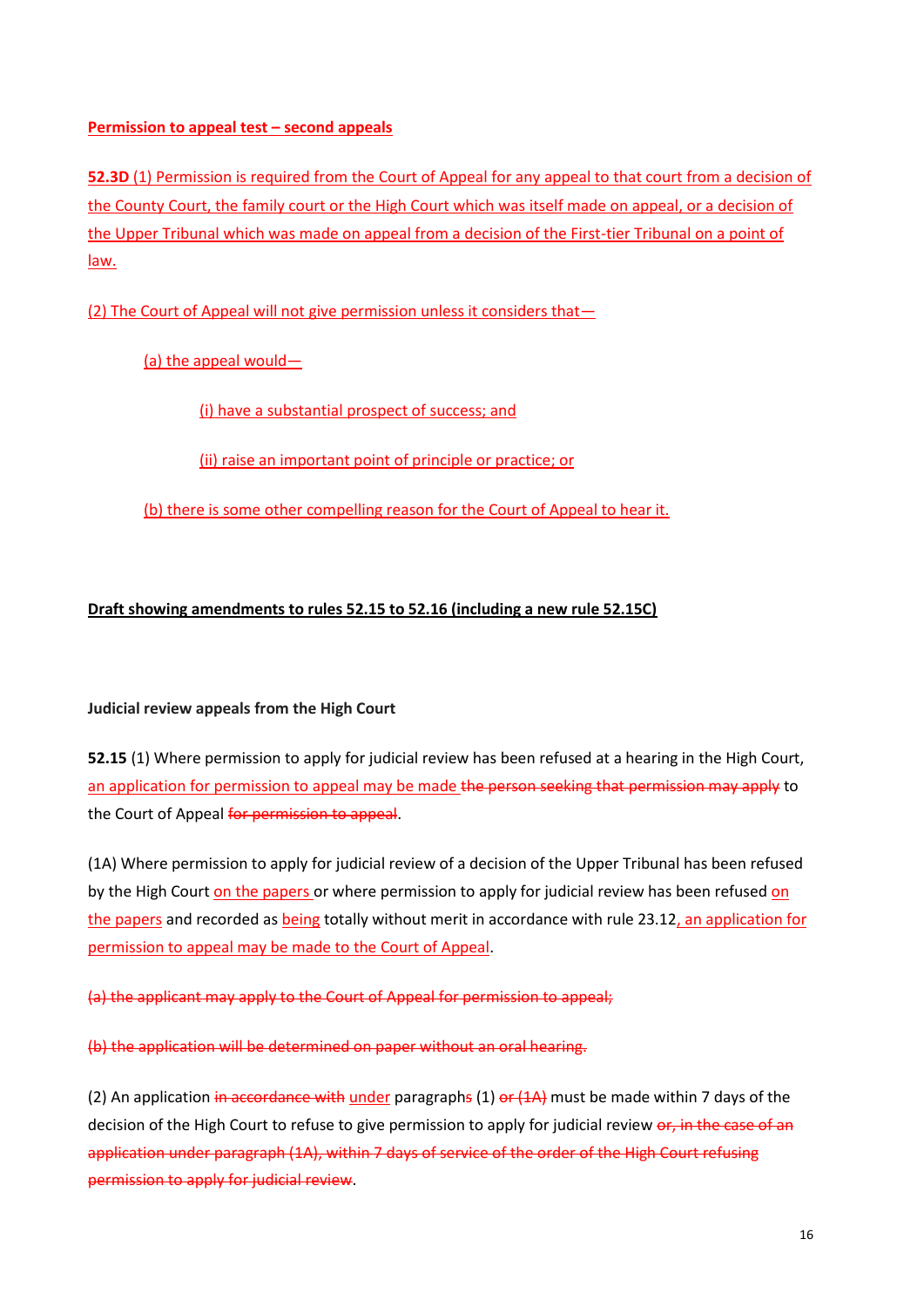<u>**Permission to appeal test – second appeals**</u>

<u>**52.3D** (1) Permission is required from the Court of Appeal for any appeal to that court from a decision of the County Court, the family court or the High Court which was itself made on appeal, or a decision of the Upper Tribunal which was made on appeal from a decision of the First-tier Tribunal on a point of law.</u>

<u>(2) The Court of Appeal will not give permission unless it considers that—</u>

<u>(a) the appeal would—</u>

<u>(i) have a substantial prospect of success; and</u>

<u>(ii) raise an important point of principle or practice; or</u>

<u>(b) there is some other compelling reason for the Court of Appeal to hear it.</u>

<u>**Draft showing amendments to rules 52.15 to 52.16 (including a new rule 52.15C)**</u>

**Judicial review appeals from the High Court**

**52.15** (1) Where permission to apply for judicial review has been refused at a hearing in the High Court, <u>an application for permission to appeal may be made</u> ~~the person seeking that permission may apply~~ to the Court of Appeal ~~for permission to appeal~~.

(1A) Where permission to apply for judicial review of a decision of the Upper Tribunal has been refused by the High Court <u>on the papers</u> or where permission to apply for judicial review has been refused <u>on the papers</u> and recorded as <u>being</u> totally without merit in accordance with rule 23.12<u>, an application for permission to appeal may be made to the Court of Appeal</u>.

~~(a) the applicant may apply to the Court of Appeal for permission to appeal;~~

~~(b) the application will be determined on paper without an oral hearing.~~

(2) An application ~~in accordance with~~ <u>under</u> paragraph~~s~~ (1) ~~or (1A)~~ must be made within 7 days of the decision of the High Court to refuse to give permission to apply for judicial review ~~or, in the case of an application under paragraph (1A), within 7 days of service of the order of the High Court refusing permission to apply for judicial review~~.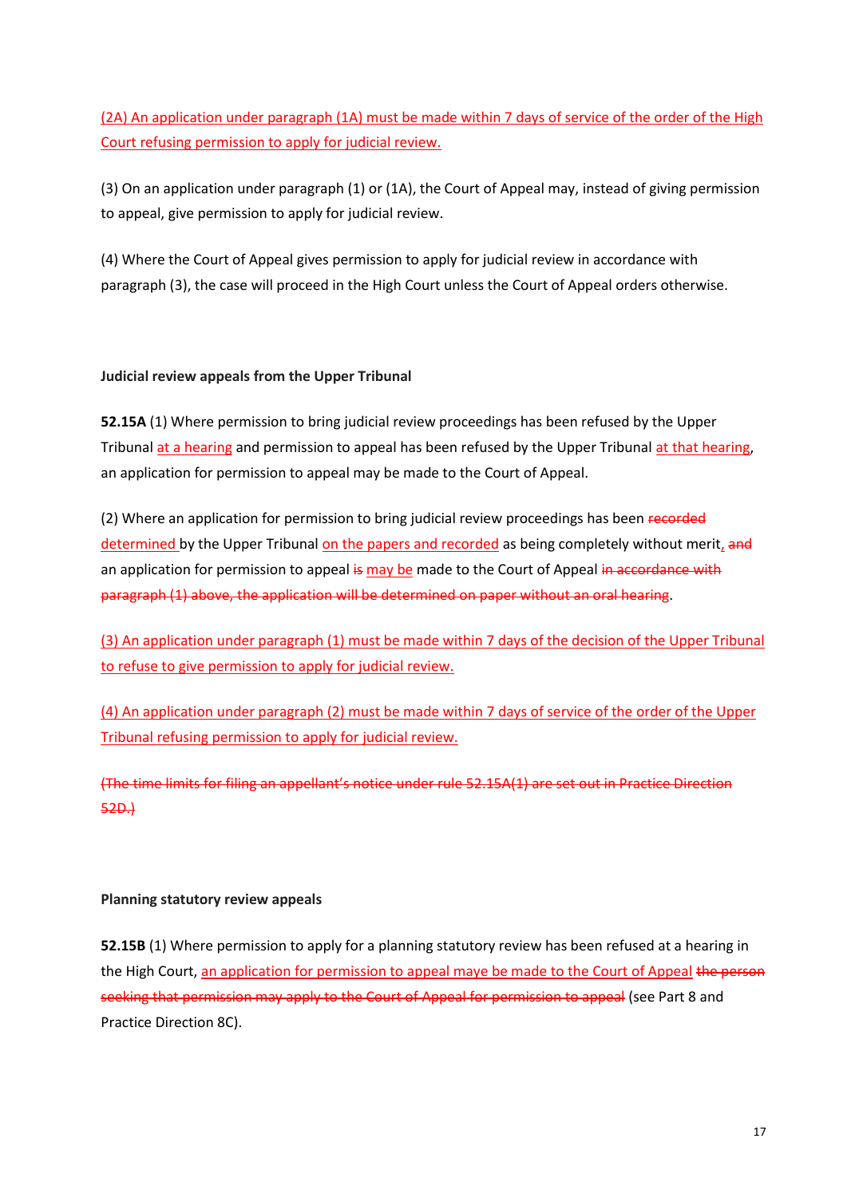(2A) An application under paragraph (1A) must be made within 7 days of service of the order of the High Court refusing permission to apply for judicial review.

(3) On an application under paragraph (1) or (1A), the Court of Appeal may, instead of giving permission to appeal, give permission to apply for judicial review.

(4) Where the Court of Appeal gives permission to apply for judicial review in accordance with paragraph (3), the case will proceed in the High Court unless the Court of Appeal orders otherwise.

**Judicial review appeals from the Upper Tribunal**

**52.15A** (1) Where permission to bring judicial review proceedings has been refused by the Upper Tribunal at a hearing and permission to appeal has been refused by the Upper Tribunal at that hearing, an application for permission to appeal may be made to the Court of Appeal.

(2) Where an application for permission to bring judicial review proceedings has been ~~recorded~~ determined by the Upper Tribunal on the papers and recorded as being completely without merit, ~~and~~ an application for permission to appeal ~~is~~ may be made to the Court of Appeal ~~in accordance with paragraph (1) above, the application will be determined on paper without an oral hearing~~.

(3) An application under paragraph (1) must be made within 7 days of the decision of the Upper Tribunal to refuse to give permission to apply for judicial review.

(4) An application under paragraph (2) must be made within 7 days of service of the order of the Upper Tribunal refusing permission to apply for judicial review.

~~(The time limits for filing an appellant's notice under rule 52.15A(1) are set out in Practice Direction 52D.)~~

**Planning statutory review appeals**

**52.15B** (1) Where permission to apply for a planning statutory review has been refused at a hearing in the High Court, an application for permission to appeal maye be made to the Court of Appeal ~~the person seeking that permission may apply to the Court of Appeal for permission to appeal~~ (see Part 8 and Practice Direction 8C).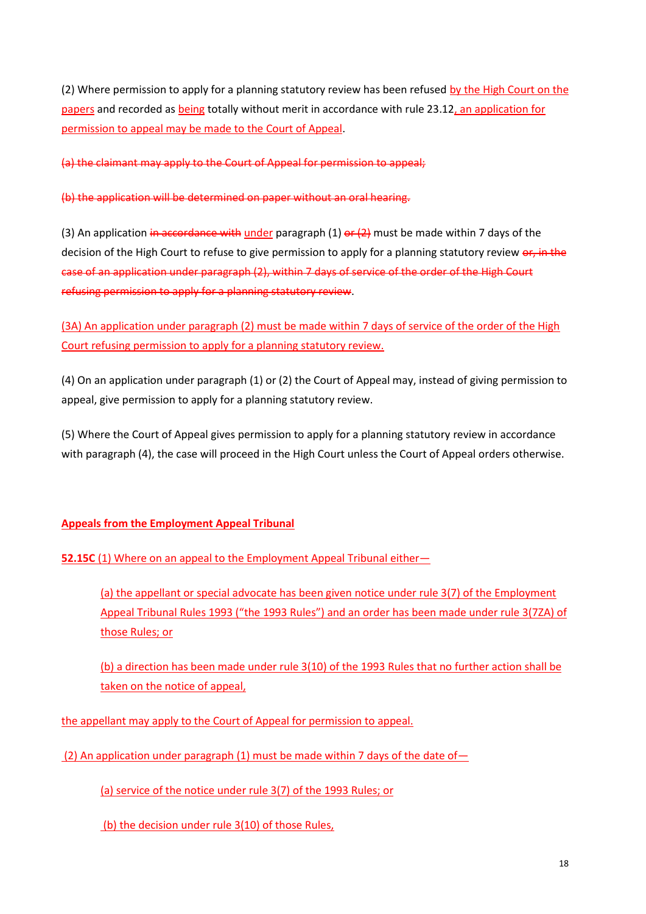(2) Where permission to apply for a planning statutory review has been refused by the High Court on the papers and recorded as being totally without merit in accordance with rule 23.12, an application for permission to appeal may be made to the Court of Appeal.

~~(a) the claimant may apply to the Court of Appeal for permission to appeal;~~

~~(b) the application will be determined on paper without an oral hearing.~~

(3) An application ~~in accordance with~~ under paragraph (1) ~~or (2)~~ must be made within 7 days of the decision of the High Court to refuse to give permission to apply for a planning statutory review ~~or, in the case of an application under paragraph (2), within 7 days of service of the order of the High Court refusing permission to apply for a planning statutory review~~.

(3A) An application under paragraph (2) must be made within 7 days of service of the order of the High Court refusing permission to apply for a planning statutory review.

(4) On an application under paragraph (1) or (2) the Court of Appeal may, instead of giving permission to appeal, give permission to apply for a planning statutory review.

(5) Where the Court of Appeal gives permission to apply for a planning statutory review in accordance with paragraph (4), the case will proceed in the High Court unless the Court of Appeal orders otherwise.

**Appeals from the Employment Appeal Tribunal**

**52.15C** (1) Where on an appeal to the Employment Appeal Tribunal either—

> (a) the appellant or special advocate has been given notice under rule 3(7) of the Employment Appeal Tribunal Rules 1993 ("the 1993 Rules") and an order has been made under rule 3(7ZA) of those Rules; or
>
> (b) a direction has been made under rule 3(10) of the 1993 Rules that no further action shall be taken on the notice of appeal,

the appellant may apply to the Court of Appeal for permission to appeal.

(2) An application under paragraph (1) must be made within 7 days of the date of—

> (a) service of the notice under rule 3(7) of the 1993 Rules; or
>
> (b) the decision under rule 3(10) of those Rules,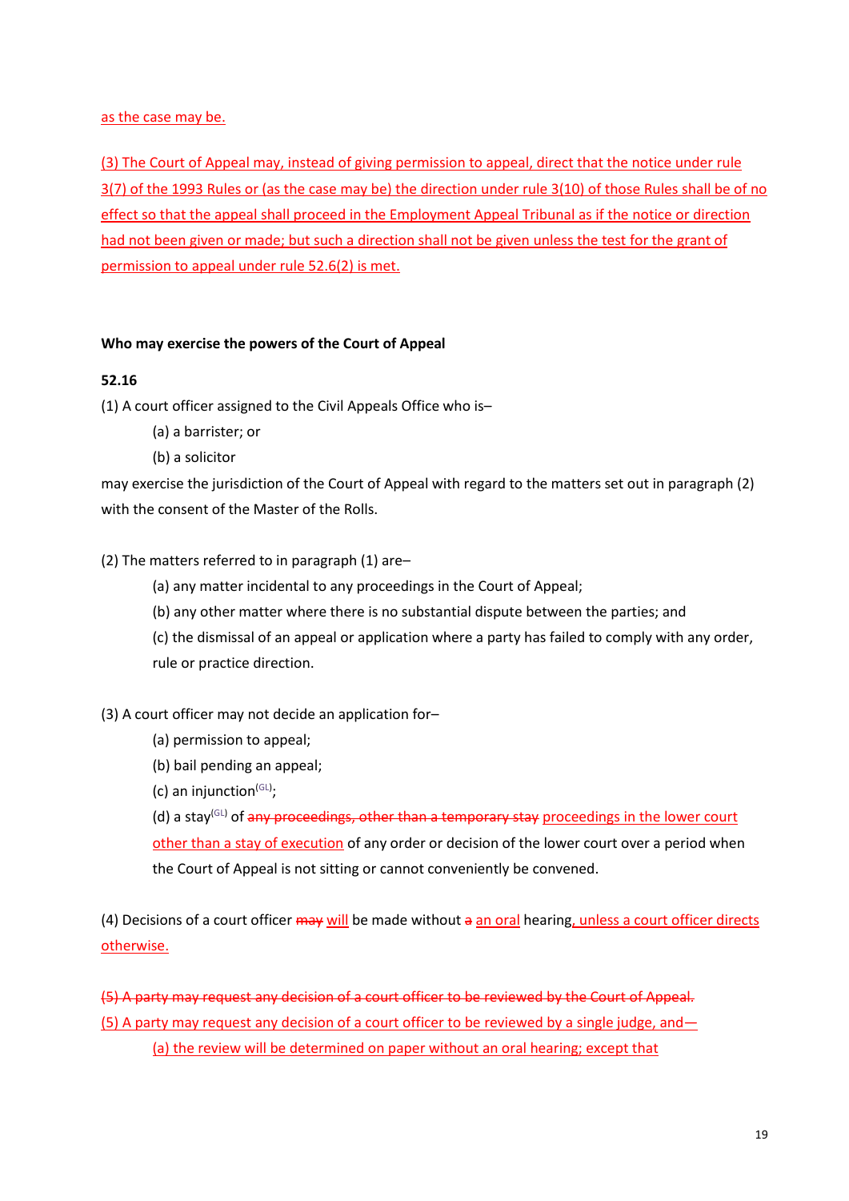as the case may be.

(3) The Court of Appeal may, instead of giving permission to appeal, direct that the notice under rule 3(7) of the 1993 Rules or (as the case may be) the direction under rule 3(10) of those Rules shall be of no effect so that the appeal shall proceed in the Employment Appeal Tribunal as if the notice or direction had not been given or made; but such a direction shall not be given unless the test for the grant of permission to appeal under rule 52.6(2) is met.

**Who may exercise the powers of the Court of Appeal**

**52.16**

(1) A court officer assigned to the Civil Appeals Office who is–

(a) a barrister; or

(b) a solicitor

may exercise the jurisdiction of the Court of Appeal with regard to the matters set out in paragraph (2) with the consent of the Master of the Rolls.

(2) The matters referred to in paragraph (1) are–

(a) any matter incidental to any proceedings in the Court of Appeal;

(b) any other matter where there is no substantial dispute between the parties; and

(c) the dismissal of an appeal or application where a party has failed to comply with any order, rule or practice direction.

(3) A court officer may not decide an application for–

(a) permission to appeal;

(b) bail pending an appeal;

(c) an injunction(GL);

(d) a stay(GL) of ~~any proceedings, other than a temporary stay~~ proceedings in the lower court other than a stay of execution of any order or decision of the lower court over a period when the Court of Appeal is not sitting or cannot conveniently be convened.

(4) Decisions of a court officer ~~may~~ will be made without ~~a~~ an oral hearing, unless a court officer directs otherwise.

~~(5) A party may request any decision of a court officer to be reviewed by the Court of Appeal.~~

(5) A party may request any decision of a court officer to be reviewed by a single judge, and—

(a) the review will be determined on paper without an oral hearing; except that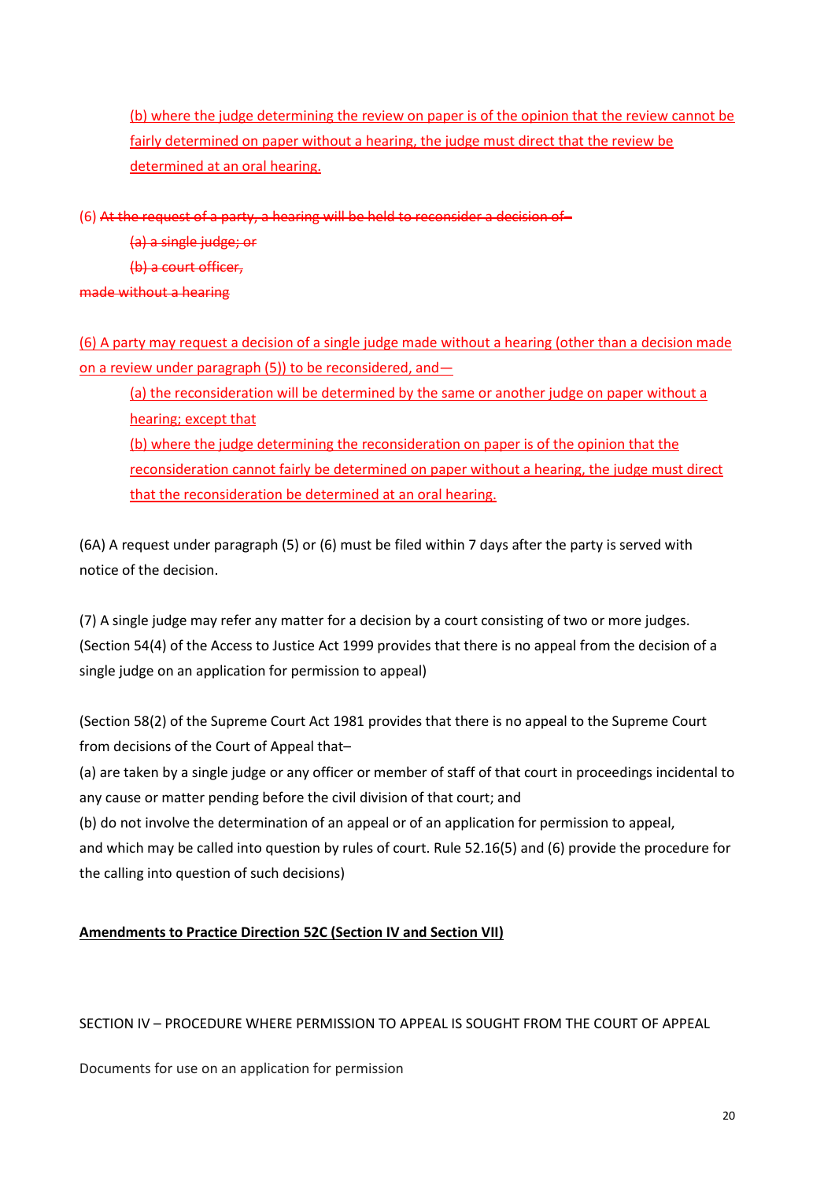(b) where the judge determining the review on paper is of the opinion that the review cannot be fairly determined on paper without a hearing, the judge must direct that the review be determined at an oral hearing.

(6) ~~At the request of a party, a hearing will be held to reconsider a decision of–~~

~~(a) a single judge; or~~

~~(b) a court officer,~~

~~made without a hearing~~

(6) A party may request a decision of a single judge made without a hearing (other than a decision made on a review under paragraph (5)) to be reconsidered, and—

(a) the reconsideration will be determined by the same or another judge on paper without a hearing; except that

(b) where the judge determining the reconsideration on paper is of the opinion that the reconsideration cannot fairly be determined on paper without a hearing, the judge must direct that the reconsideration be determined at an oral hearing.

(6A) A request under paragraph (5) or (6) must be filed within 7 days after the party is served with notice of the decision.

(7) A single judge may refer any matter for a decision by a court consisting of two or more judges. (Section 54(4) of the Access to Justice Act 1999 provides that there is no appeal from the decision of a single judge on an application for permission to appeal)

(Section 58(2) of the Supreme Court Act 1981 provides that there is no appeal to the Supreme Court from decisions of the Court of Appeal that–

(a) are taken by a single judge or any officer or member of staff of that court in proceedings incidental to any cause or matter pending before the civil division of that court; and

(b) do not involve the determination of an appeal or of an application for permission to appeal,

and which may be called into question by rules of court. Rule 52.16(5) and (6) provide the procedure for the calling into question of such decisions)

**Amendments to Practice Direction 52C (Section IV and Section VII)**

SECTION IV – PROCEDURE WHERE PERMISSION TO APPEAL IS SOUGHT FROM THE COURT OF APPEAL

Documents for use on an application for permission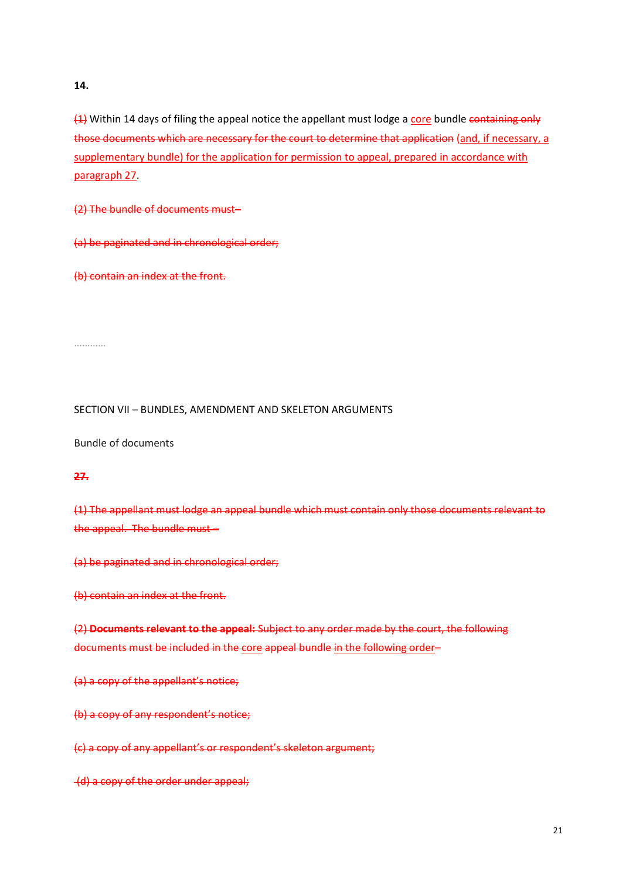**14.**

~~(1)~~ Within 14 days of filing the appeal notice the appellant must lodge a <u>core</u> bundle ~~containing only those documents which are necessary for the court to determine that application~~ <u>(and, if necessary, a supplementary bundle) for the application for permission to appeal, prepared in accordance with paragraph 27</u>.

~~(2) The bundle of documents must–~~

~~(a) be paginated and in chronological order;~~

~~(b) contain an index at the front.~~

…………

SECTION VII – BUNDLES, AMENDMENT AND SKELETON ARGUMENTS

Bundle of documents

~~**27.**~~

~~(1) The appellant must lodge an appeal bundle which must contain only those documents relevant to the appeal. The bundle must –~~

~~(a) be paginated and in chronological order;~~

~~(b) contain an index at the front.~~

~~(2) **Documents relevant to the appeal:** Subject to any order made by the court, the following documents must be included in the~~ <u>core</u> ~~appeal bundle~~ <u>in the following order</u>~~–~~

~~(a) a copy of the appellant's notice;~~

~~(b) a copy of any respondent's notice;~~

~~(c) a copy of any appellant's or respondent's skeleton argument;~~

~~(d) a copy of the order under appeal;~~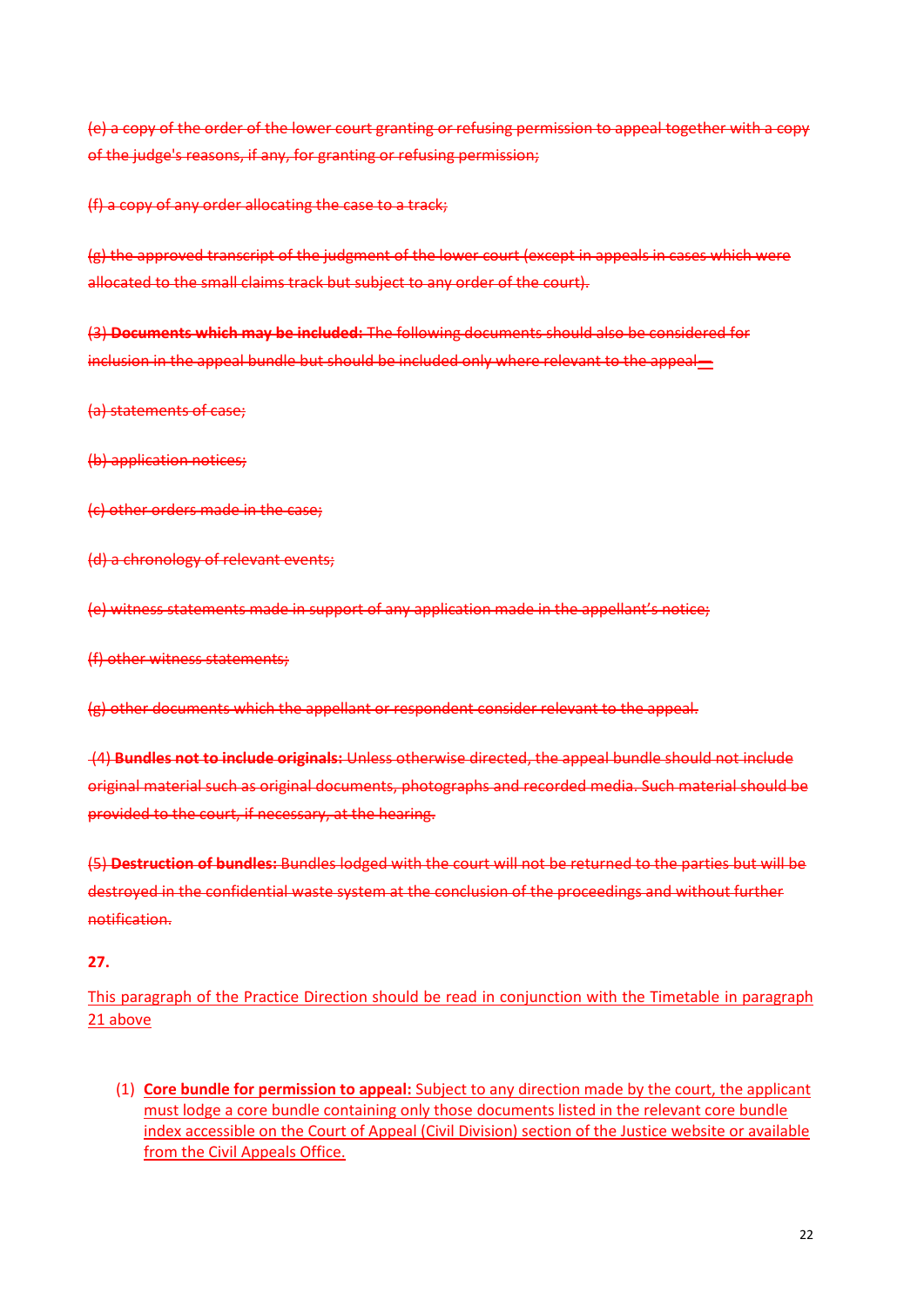~~(e) a copy of the order of the lower court granting or refusing permission to appeal together with a copy of the judge's reasons, if any, for granting or refusing permission;~~

~~(f) a copy of any order allocating the case to a track;~~

~~(g) the approved transcript of the judgment of the lower court (except in appeals in cases which were allocated to the small claims track but subject to any order of the court).~~

~~(3) **Documents which may be included:** The following documents should also be considered for inclusion in the appeal bundle but should be included only where relevant to the appeal—~~

~~(a) statements of case;~~

~~(b) application notices;~~

~~(c) other orders made in the case;~~

~~(d) a chronology of relevant events;~~

~~(e) witness statements made in support of any application made in the appellant's notice;~~

~~(f) other witness statements;~~

~~(g) other documents which the appellant or respondent consider relevant to the appeal.~~

~~(4) **Bundles not to include originals:** Unless otherwise directed, the appeal bundle should not include original material such as original documents, photographs and recorded media. Such material should be provided to the court, if necessary, at the hearing.~~

~~(5) **Destruction of bundles:** Bundles lodged with the court will not be returned to the parties but will be destroyed in the confidential waste system at the conclusion of the proceedings and without further notification.~~

**27.**

<u>This paragraph of the Practice Direction should be read in conjunction with the Timetable in paragraph 21 above</u>

(1) <u>**Core bundle for permission to appeal:** Subject to any direction made by the court, the applicant must lodge a core bundle containing only those documents listed in the relevant core bundle index accessible on the Court of Appeal (Civil Division) section of the Justice website or available from the Civil Appeals Office.</u>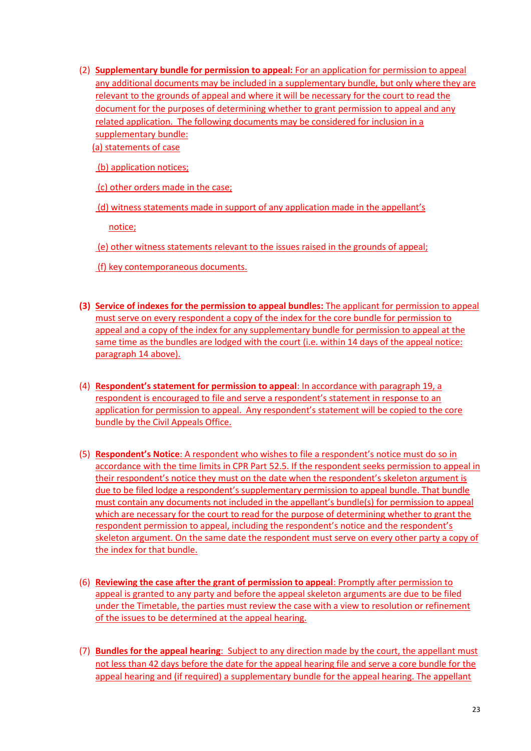(2) **Supplementary bundle for permission to appeal:** For an application for permission to appeal any additional documents may be included in a supplementary bundle, but only where they are relevant to the grounds of appeal and where it will be necessary for the court to read the document for the purposes of determining whether to grant permission to appeal and any related application. The following documents may be considered for inclusion in a supplementary bundle:

(a) statements of case

(b) application notices;

(c) other orders made in the case;

(d) witness statements made in support of any application made in the appellant's notice;

(e) other witness statements relevant to the issues raised in the grounds of appeal;

(f) key contemporaneous documents.

**(3) Service of indexes for the permission to appeal bundles:** The applicant for permission to appeal must serve on every respondent a copy of the index for the core bundle for permission to appeal and a copy of the index for any supplementary bundle for permission to appeal at the same time as the bundles are lodged with the court (i.e. within 14 days of the appeal notice: paragraph 14 above).

(4) **Respondent's statement for permission to appeal**: In accordance with paragraph 19, a respondent is encouraged to file and serve a respondent's statement in response to an application for permission to appeal. Any respondent's statement will be copied to the core bundle by the Civil Appeals Office.

(5) **Respondent's Notice**: A respondent who wishes to file a respondent's notice must do so in accordance with the time limits in CPR Part 52.5. If the respondent seeks permission to appeal in their respondent's notice they must on the date when the respondent's skeleton argument is due to be filed lodge a respondent's supplementary permission to appeal bundle. That bundle must contain any documents not included in the appellant's bundle(s) for permission to appeal which are necessary for the court to read for the purpose of determining whether to grant the respondent permission to appeal, including the respondent's notice and the respondent's skeleton argument. On the same date the respondent must serve on every other party a copy of the index for that bundle.

(6) **Reviewing the case after the grant of permission to appeal**: Promptly after permission to appeal is granted to any party and before the appeal skeleton arguments are due to be filed under the Timetable, the parties must review the case with a view to resolution or refinement of the issues to be determined at the appeal hearing.

(7) **Bundles for the appeal hearing**: Subject to any direction made by the court, the appellant must not less than 42 days before the date for the appeal hearing file and serve a core bundle for the appeal hearing and (if required) a supplementary bundle for the appeal hearing. The appellant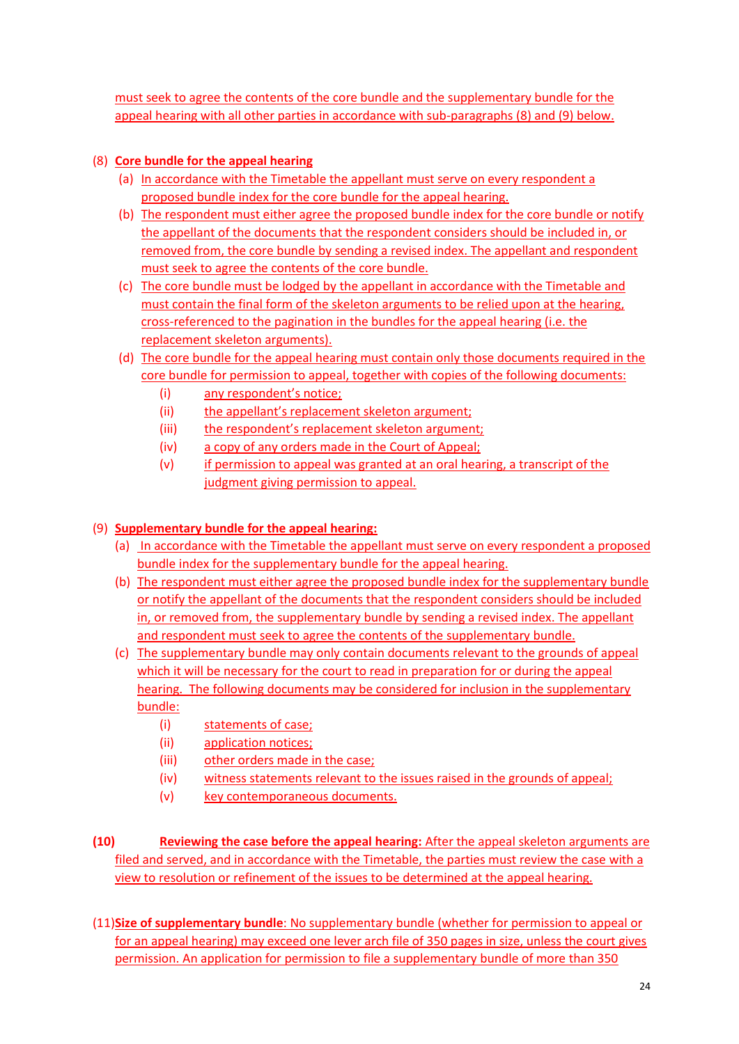must seek to agree the contents of the core bundle and the supplementary bundle for the appeal hearing with all other parties in accordance with sub-paragraphs (8) and (9) below.

(8) **Core bundle for the appeal hearing**

- (a) In accordance with the Timetable the appellant must serve on every respondent a proposed bundle index for the core bundle for the appeal hearing.
- (b) The respondent must either agree the proposed bundle index for the core bundle or notify the appellant of the documents that the respondent considers should be included in, or removed from, the core bundle by sending a revised index. The appellant and respondent must seek to agree the contents of the core bundle.
- (c) The core bundle must be lodged by the appellant in accordance with the Timetable and must contain the final form of the skeleton arguments to be relied upon at the hearing, cross-referenced to the pagination in the bundles for the appeal hearing (i.e. the replacement skeleton arguments).
- (d) The core bundle for the appeal hearing must contain only those documents required in the core bundle for permission to appeal, together with copies of the following documents:
  - (i) any respondent's notice;
  - (ii) the appellant's replacement skeleton argument;
  - (iii) the respondent's replacement skeleton argument;
  - (iv) a copy of any orders made in the Court of Appeal;
  - (v) if permission to appeal was granted at an oral hearing, a transcript of the judgment giving permission to appeal.

(9) **Supplementary bundle for the appeal hearing:**

- (a) In accordance with the Timetable the appellant must serve on every respondent a proposed bundle index for the supplementary bundle for the appeal hearing.
- (b) The respondent must either agree the proposed bundle index for the supplementary bundle or notify the appellant of the documents that the respondent considers should be included in, or removed from, the supplementary bundle by sending a revised index. The appellant and respondent must seek to agree the contents of the supplementary bundle.
- (c) The supplementary bundle may only contain documents relevant to the grounds of appeal which it will be necessary for the court to read in preparation for or during the appeal hearing. The following documents may be considered for inclusion in the supplementary bundle:
  - (i) statements of case;
  - (ii) application notices;
  - (iii) other orders made in the case;
  - (iv) witness statements relevant to the issues raised in the grounds of appeal;
  - (v) key contemporaneous documents.

**(10)** **Reviewing the case before the appeal hearing:** After the appeal skeleton arguments are filed and served, and in accordance with the Timetable, the parties must review the case with a view to resolution or refinement of the issues to be determined at the appeal hearing.

(11) **Size of supplementary bundle**: No supplementary bundle (whether for permission to appeal or for an appeal hearing) may exceed one lever arch file of 350 pages in size, unless the court gives permission. An application for permission to file a supplementary bundle of more than 350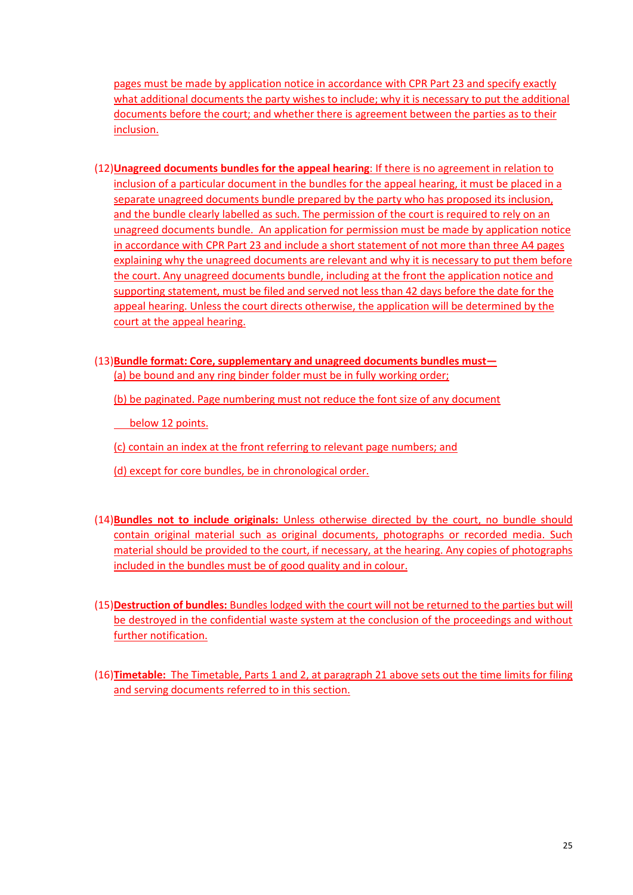pages must be made by application notice in accordance with CPR Part 23 and specify exactly what additional documents the party wishes to include; why it is necessary to put the additional documents before the court; and whether there is agreement between the parties as to their inclusion.

(12) **Unagreed documents bundles for the appeal hearing**: If there is no agreement in relation to inclusion of a particular document in the bundles for the appeal hearing, it must be placed in a separate unagreed documents bundle prepared by the party who has proposed its inclusion, and the bundle clearly labelled as such. The permission of the court is required to rely on an unagreed documents bundle. An application for permission must be made by application notice in accordance with CPR Part 23 and include a short statement of not more than three A4 pages explaining why the unagreed documents are relevant and why it is necessary to put them before the court. Any unagreed documents bundle, including at the front the application notice and supporting statement, must be filed and served not less than 42 days before the date for the appeal hearing. Unless the court directs otherwise, the application will be determined by the court at the appeal hearing.

(13) **Bundle format: Core, supplementary and unagreed documents bundles must—**

(a) be bound and any ring binder folder must be in fully working order;

(b) be paginated. Page numbering must not reduce the font size of any document below 12 points.

(c) contain an index at the front referring to relevant page numbers; and

(d) except for core bundles, be in chronological order.

(14) **Bundles not to include originals:** Unless otherwise directed by the court, no bundle should contain original material such as original documents, photographs or recorded media. Such material should be provided to the court, if necessary, at the hearing. Any copies of photographs included in the bundles must be of good quality and in colour.

(15) **Destruction of bundles:** Bundles lodged with the court will not be returned to the parties but will be destroyed in the confidential waste system at the conclusion of the proceedings and without further notification.

(16) **Timetable:** The Timetable, Parts 1 and 2, at paragraph 21 above sets out the time limits for filing and serving documents referred to in this section.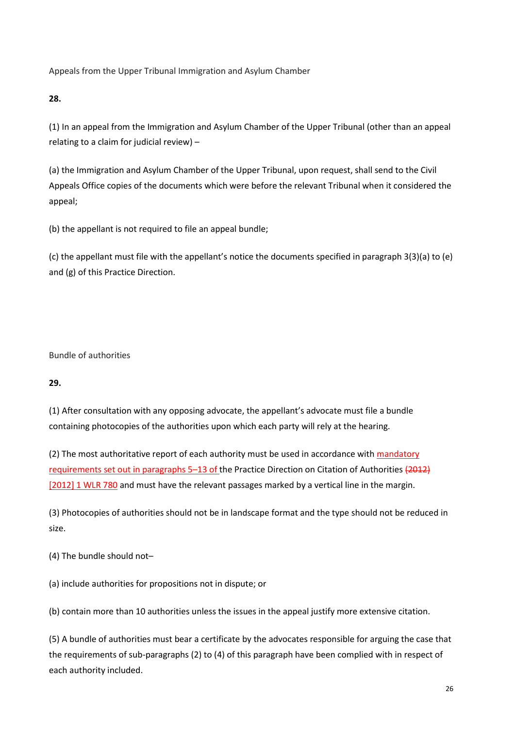Appeals from the Upper Tribunal Immigration and Asylum Chamber

**28.**

(1) In an appeal from the Immigration and Asylum Chamber of the Upper Tribunal (other than an appeal relating to a claim for judicial review) –

(a) the Immigration and Asylum Chamber of the Upper Tribunal, upon request, shall send to the Civil Appeals Office copies of the documents which were before the relevant Tribunal when it considered the appeal;

(b) the appellant is not required to file an appeal bundle;

(c) the appellant must file with the appellant's notice the documents specified in paragraph 3(3)(a) to (e) and (g) of this Practice Direction.

Bundle of authorities

**29.**

(1) After consultation with any opposing advocate, the appellant's advocate must file a bundle containing photocopies of the authorities upon which each party will rely at the hearing.

(2) The most authoritative report of each authority must be used in accordance with mandatory requirements set out in paragraphs 5–13 of the Practice Direction on Citation of Authorities ~~(2012)~~ [2012] 1 WLR 780 and must have the relevant passages marked by a vertical line in the margin.

(3) Photocopies of authorities should not be in landscape format and the type should not be reduced in size.

(4) The bundle should not–

(a) include authorities for propositions not in dispute; or

(b) contain more than 10 authorities unless the issues in the appeal justify more extensive citation.

(5) A bundle of authorities must bear a certificate by the advocates responsible for arguing the case that the requirements of sub-paragraphs (2) to (4) of this paragraph have been complied with in respect of each authority included.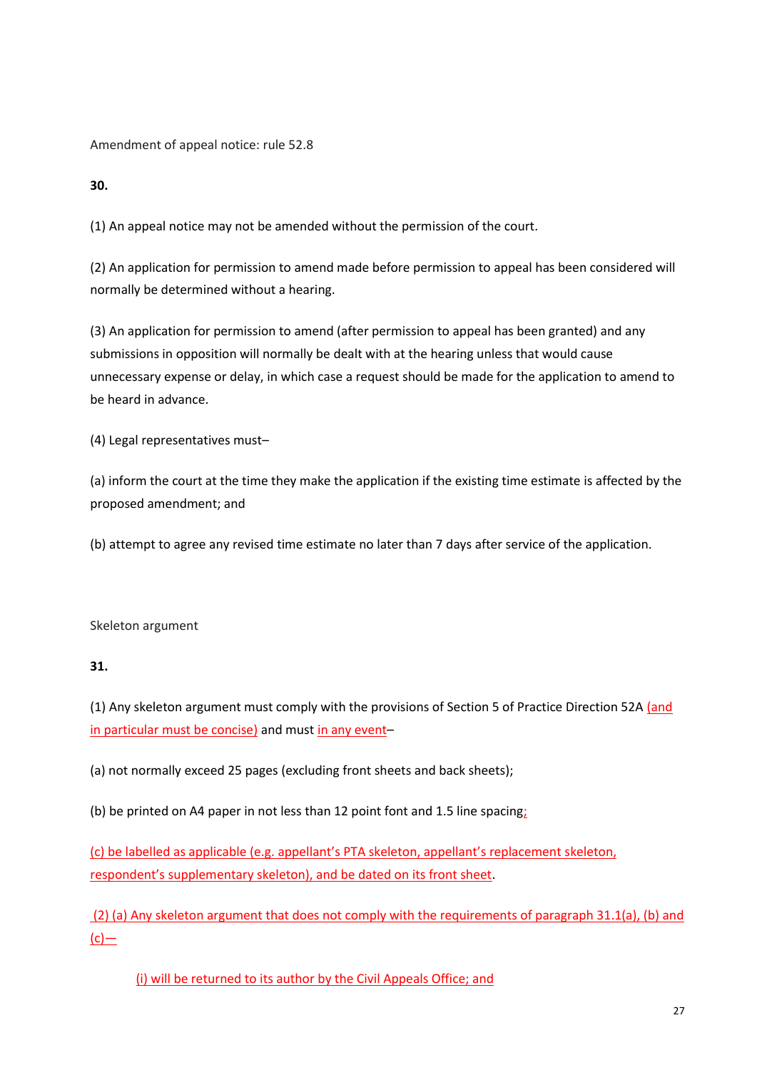Amendment of appeal notice: rule 52.8

**30.**

(1) An appeal notice may not be amended without the permission of the court.

(2) An application for permission to amend made before permission to appeal has been considered will normally be determined without a hearing.

(3) An application for permission to amend (after permission to appeal has been granted) and any submissions in opposition will normally be dealt with at the hearing unless that would cause unnecessary expense or delay, in which case a request should be made for the application to amend to be heard in advance.

(4) Legal representatives must–

(a) inform the court at the time they make the application if the existing time estimate is affected by the proposed amendment; and

(b) attempt to agree any revised time estimate no later than 7 days after service of the application.

Skeleton argument

**31.**

(1) Any skeleton argument must comply with the provisions of Section 5 of Practice Direction 52A (and in particular must be concise) and must in any event–

(a) not normally exceed 25 pages (excluding front sheets and back sheets);

(b) be printed on A4 paper in not less than 12 point font and 1.5 line spacing;

(c) be labelled as applicable (e.g. appellant's PTA skeleton, appellant's replacement skeleton, respondent's supplementary skeleton), and be dated on its front sheet.

(2) (a) Any skeleton argument that does not comply with the requirements of paragraph 31.1(a), (b) and (c)—

(i) will be returned to its author by the Civil Appeals Office; and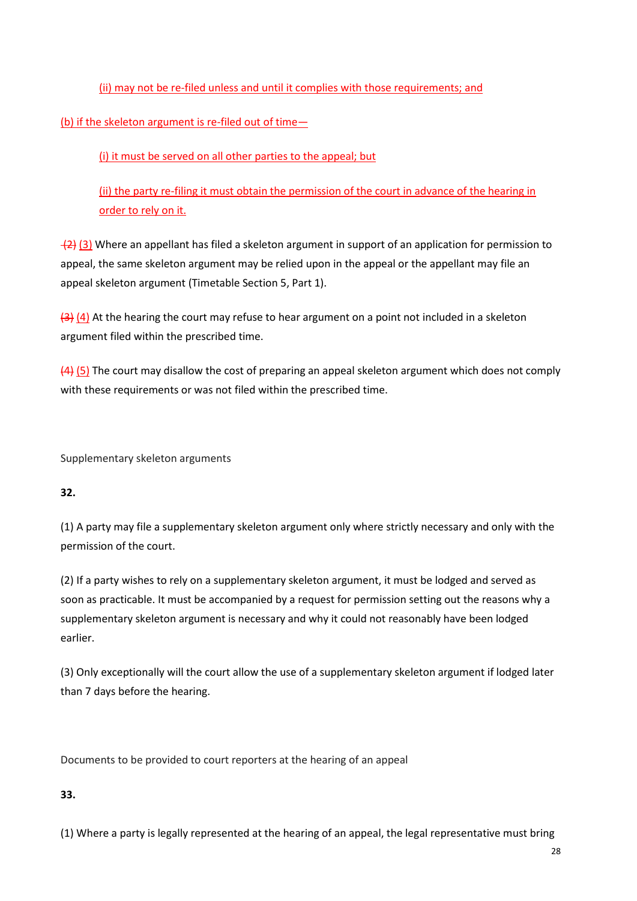(ii) may not be re-filed unless and until it complies with those requirements; and

(b) if the skeleton argument is re-filed out of time—

(i) it must be served on all other parties to the appeal; but

(ii) the party re-filing it must obtain the permission of the court in advance of the hearing in order to rely on it.

~~(2)~~ (3) Where an appellant has filed a skeleton argument in support of an application for permission to appeal, the same skeleton argument may be relied upon in the appeal or the appellant may file an appeal skeleton argument (Timetable Section 5, Part 1).

~~(3)~~ (4) At the hearing the court may refuse to hear argument on a point not included in a skeleton argument filed within the prescribed time.

~~(4)~~ (5) The court may disallow the cost of preparing an appeal skeleton argument which does not comply with these requirements or was not filed within the prescribed time.

Supplementary skeleton arguments

**32.**

(1) A party may file a supplementary skeleton argument only where strictly necessary and only with the permission of the court.

(2) If a party wishes to rely on a supplementary skeleton argument, it must be lodged and served as soon as practicable. It must be accompanied by a request for permission setting out the reasons why a supplementary skeleton argument is necessary and why it could not reasonably have been lodged earlier.

(3) Only exceptionally will the court allow the use of a supplementary skeleton argument if lodged later than 7 days before the hearing.

Documents to be provided to court reporters at the hearing of an appeal

**33.**

(1) Where a party is legally represented at the hearing of an appeal, the legal representative must bring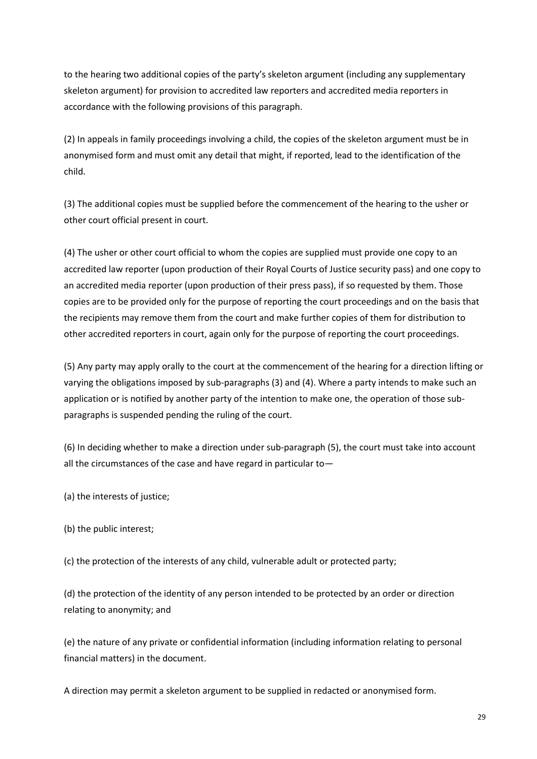to the hearing two additional copies of the party's skeleton argument (including any supplementary skeleton argument) for provision to accredited law reporters and accredited media reporters in accordance with the following provisions of this paragraph.

(2) In appeals in family proceedings involving a child, the copies of the skeleton argument must be in anonymised form and must omit any detail that might, if reported, lead to the identification of the child.

(3) The additional copies must be supplied before the commencement of the hearing to the usher or other court official present in court.

(4) The usher or other court official to whom the copies are supplied must provide one copy to an accredited law reporter (upon production of their Royal Courts of Justice security pass) and one copy to an accredited media reporter (upon production of their press pass), if so requested by them. Those copies are to be provided only for the purpose of reporting the court proceedings and on the basis that the recipients may remove them from the court and make further copies of them for distribution to other accredited reporters in court, again only for the purpose of reporting the court proceedings.

(5) Any party may apply orally to the court at the commencement of the hearing for a direction lifting or varying the obligations imposed by sub-paragraphs (3) and (4). Where a party intends to make such an application or is notified by another party of the intention to make one, the operation of those sub-paragraphs is suspended pending the ruling of the court.

(6) In deciding whether to make a direction under sub-paragraph (5), the court must take into account all the circumstances of the case and have regard in particular to—

(a) the interests of justice;

(b) the public interest;

(c) the protection of the interests of any child, vulnerable adult or protected party;

(d) the protection of the identity of any person intended to be protected by an order or direction relating to anonymity; and

(e) the nature of any private or confidential information (including information relating to personal financial matters) in the document.

A direction may permit a skeleton argument to be supplied in redacted or anonymised form.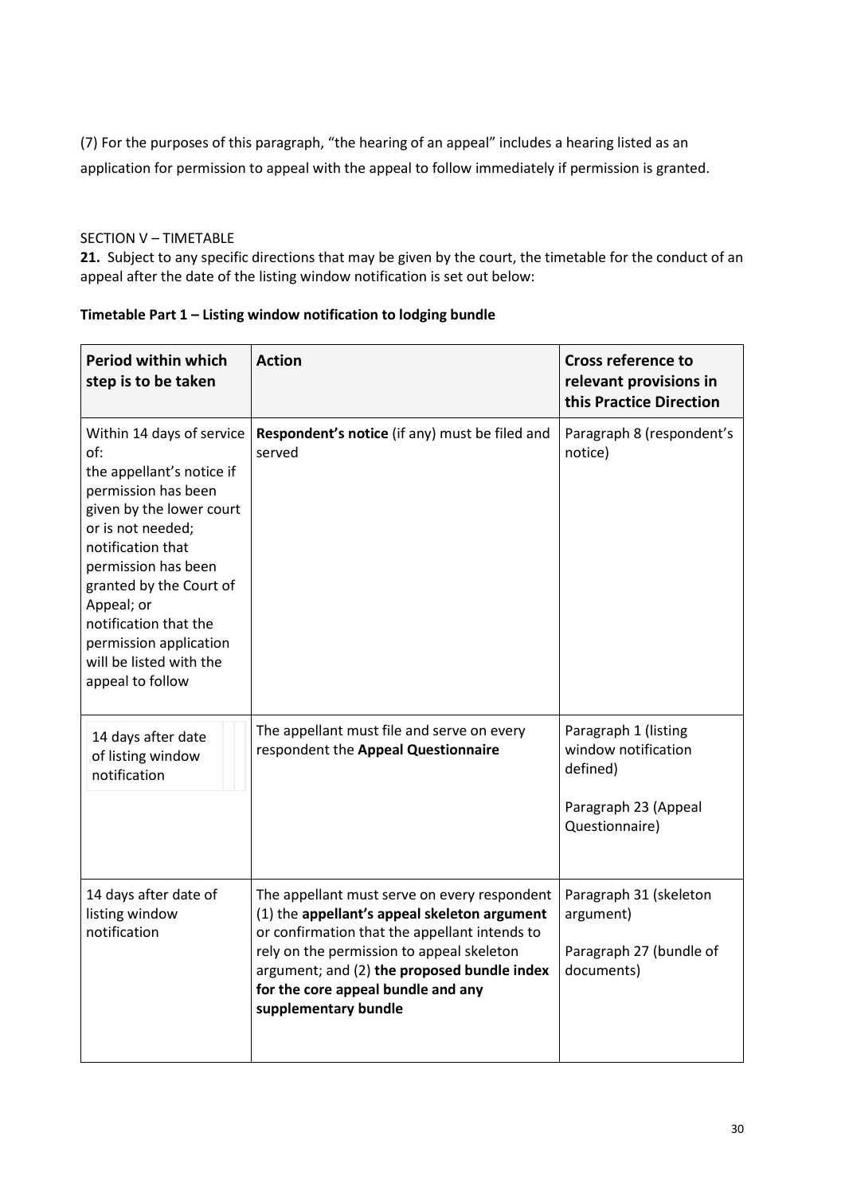(7) For the purposes of this paragraph, "the hearing of an appeal" includes a hearing listed as an application for permission to appeal with the appeal to follow immediately if permission is granted.

SECTION V – TIMETABLE

**21.** Subject to any specific directions that may be given by the court, the timetable for the conduct of an appeal after the date of the listing window notification is set out below:

**Timetable Part 1 – Listing window notification to lodging bundle**

| Period within which step is to be taken | Action | Cross reference to relevant provisions in this Practice Direction |
|---|---|---|
| Within 14 days of service of: the appellant's notice if permission has been given by the lower court or is not needed; notification that permission has been granted by the Court of Appeal; or notification that the permission application will be listed with the appeal to follow | **Respondent's notice** (if any) must be filed and served | Paragraph 8 (respondent's notice) |
| 14 days after date of listing window notification | The appellant must file and serve on every respondent the **Appeal Questionnaire** | Paragraph 1 (listing window notification defined)<br><br>Paragraph 23 (Appeal Questionnaire) |
| 14 days after date of listing window notification | The appellant must serve on every respondent (1) the **appellant's appeal skeleton argument** or confirmation that the appellant intends to rely on the permission to appeal skeleton argument; and (2) **the proposed bundle index for the core appeal bundle and any supplementary bundle** | Paragraph 31 (skeleton argument)<br><br>Paragraph 27 (bundle of documents) |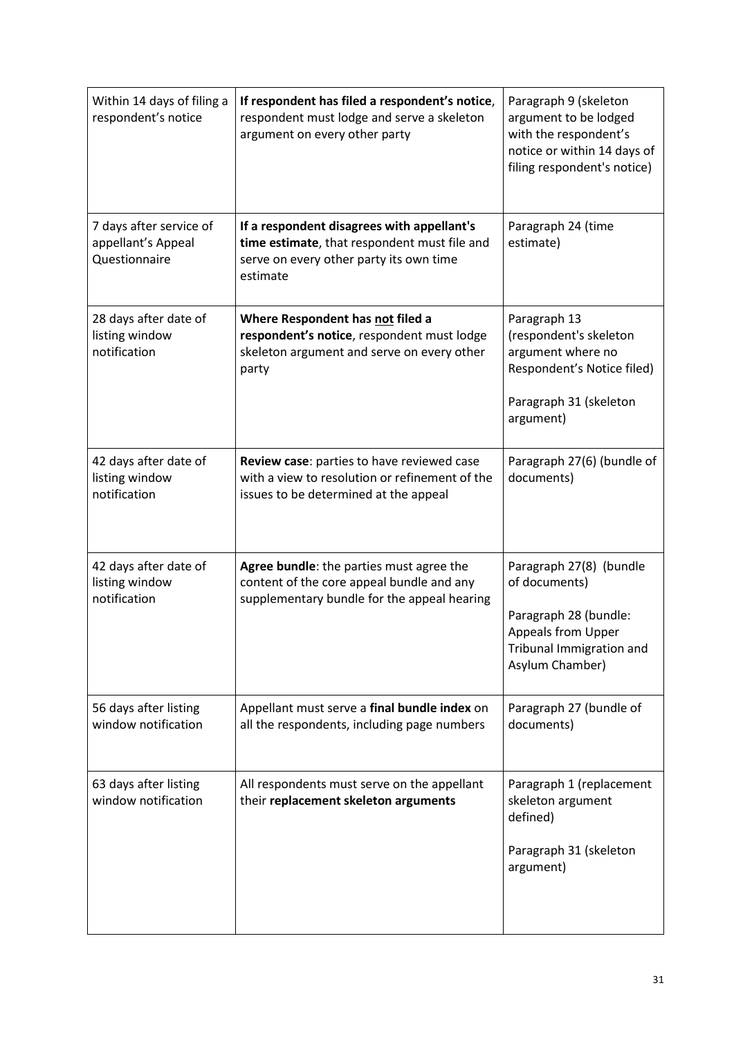| | | |
|---|---|---|
| Within 14 days of filing a respondent's notice | **If respondent has filed a respondent's notice**, respondent must lodge and serve a skeleton argument on every other party | Paragraph 9 (skeleton argument to be lodged with the respondent's notice or within 14 days of filing respondent's notice) |
| 7 days after service of appellant's Appeal Questionnaire | **If a respondent disagrees with appellant's time estimate**, that respondent must file and serve on every other party its own time estimate | Paragraph 24 (time estimate) |
| 28 days after date of listing window notification | **Where Respondent has <u>not</u> filed a respondent's notice**, respondent must lodge skeleton argument and serve on every other party | Paragraph 13 (respondent's skeleton argument where no Respondent's Notice filed)<br><br>Paragraph 31 (skeleton argument) |
| 42 days after date of listing window notification | **Review case**: parties to have reviewed case with a view to resolution or refinement of the issues to be determined at the appeal | Paragraph 27(6) (bundle of documents) |
| 42 days after date of listing window notification | **Agree bundle**: the parties must agree the content of the core appeal bundle and any supplementary bundle for the appeal hearing | Paragraph 27(8) (bundle of documents)<br><br>Paragraph 28 (bundle: Appeals from Upper Tribunal Immigration and Asylum Chamber) |
| 56 days after listing window notification | Appellant must serve a **final bundle index** on all the respondents, including page numbers | Paragraph 27 (bundle of documents) |
| 63 days after listing window notification | All respondents must serve on the appellant their **replacement skeleton arguments** | Paragraph 1 (replacement skeleton argument defined)<br><br>Paragraph 31 (skeleton argument) |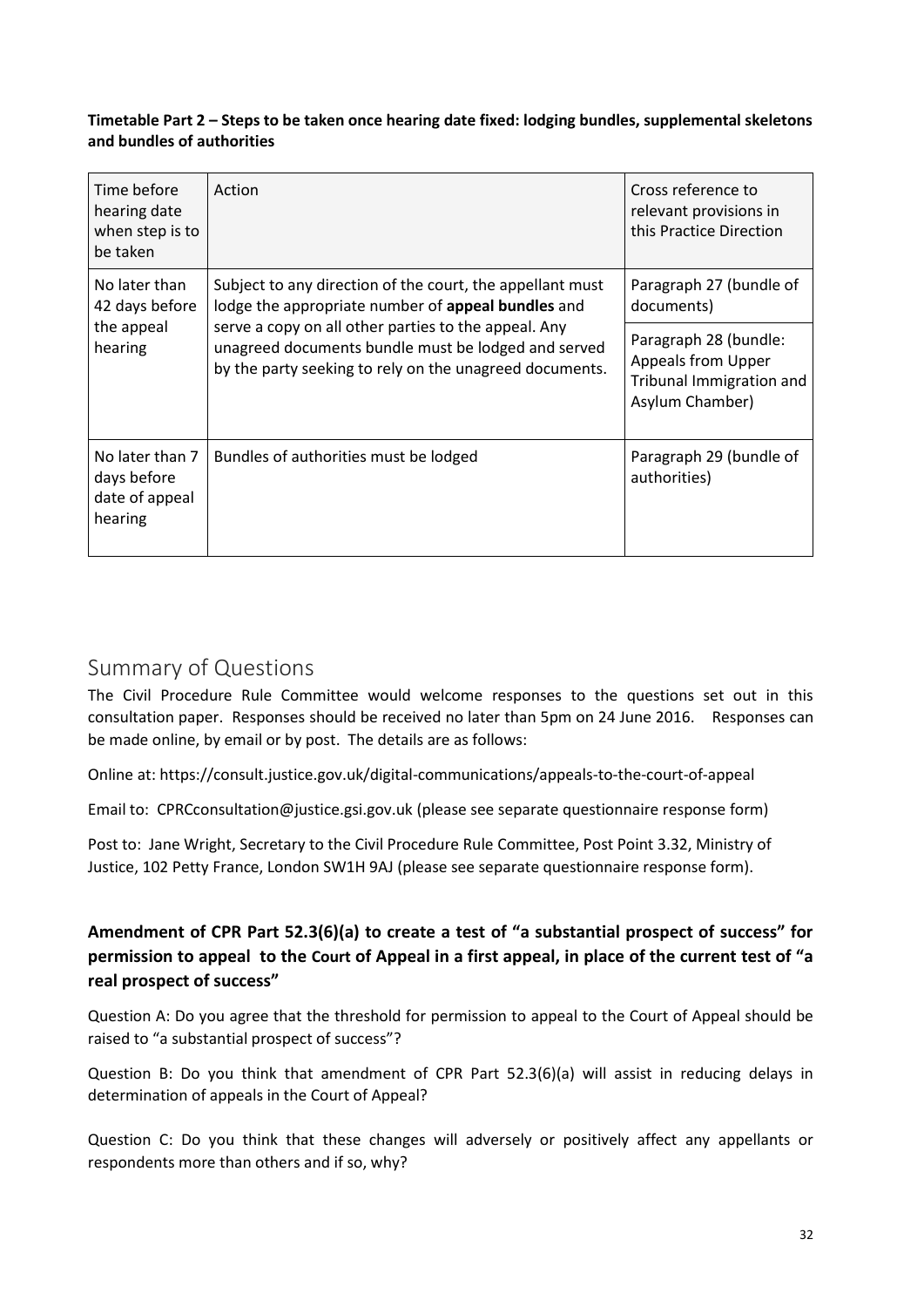**Timetable Part 2 – Steps to be taken once hearing date fixed: lodging bundles, supplemental skeletons and bundles of authorities**

| Time before hearing date when step is to be taken | Action | Cross reference to relevant provisions in this Practice Direction |
| --- | --- | --- |
| No later than 42 days before the appeal hearing | Subject to any direction of the court, the appellant must lodge the appropriate number of **appeal bundles** and serve a copy on all other parties to the appeal. Any unagreed documents bundle must be lodged and served by the party seeking to rely on the unagreed documents. | Paragraph 27 (bundle of documents)<br>Paragraph 28 (bundle: Appeals from Upper Tribunal Immigration and Asylum Chamber) |
| No later than 7 days before date of appeal hearing | Bundles of authorities must be lodged | Paragraph 29 (bundle of authorities) |

## Summary of Questions

The Civil Procedure Rule Committee would welcome responses to the questions set out in this consultation paper. Responses should be received no later than 5pm on 24 June 2016. Responses can be made online, by email or by post. The details are as follows:

Online at: https://consult.justice.gov.uk/digital-communications/appeals-to-the-court-of-appeal

Email to: CPRCconsultation@justice.gsi.gov.uk (please see separate questionnaire response form)

Post to: Jane Wright, Secretary to the Civil Procedure Rule Committee, Post Point 3.32, Ministry of Justice, 102 Petty France, London SW1H 9AJ (please see separate questionnaire response form).

**Amendment of CPR Part 52.3(6)(a) to create a test of "a substantial prospect of success" for permission to appeal to the Court of Appeal in a first appeal, in place of the current test of "a real prospect of success"**

Question A: Do you agree that the threshold for permission to appeal to the Court of Appeal should be raised to "a substantial prospect of success"?

Question B: Do you think that amendment of CPR Part 52.3(6)(a) will assist in reducing delays in determination of appeals in the Court of Appeal?

Question C: Do you think that these changes will adversely or positively affect any appellants or respondents more than others and if so, why?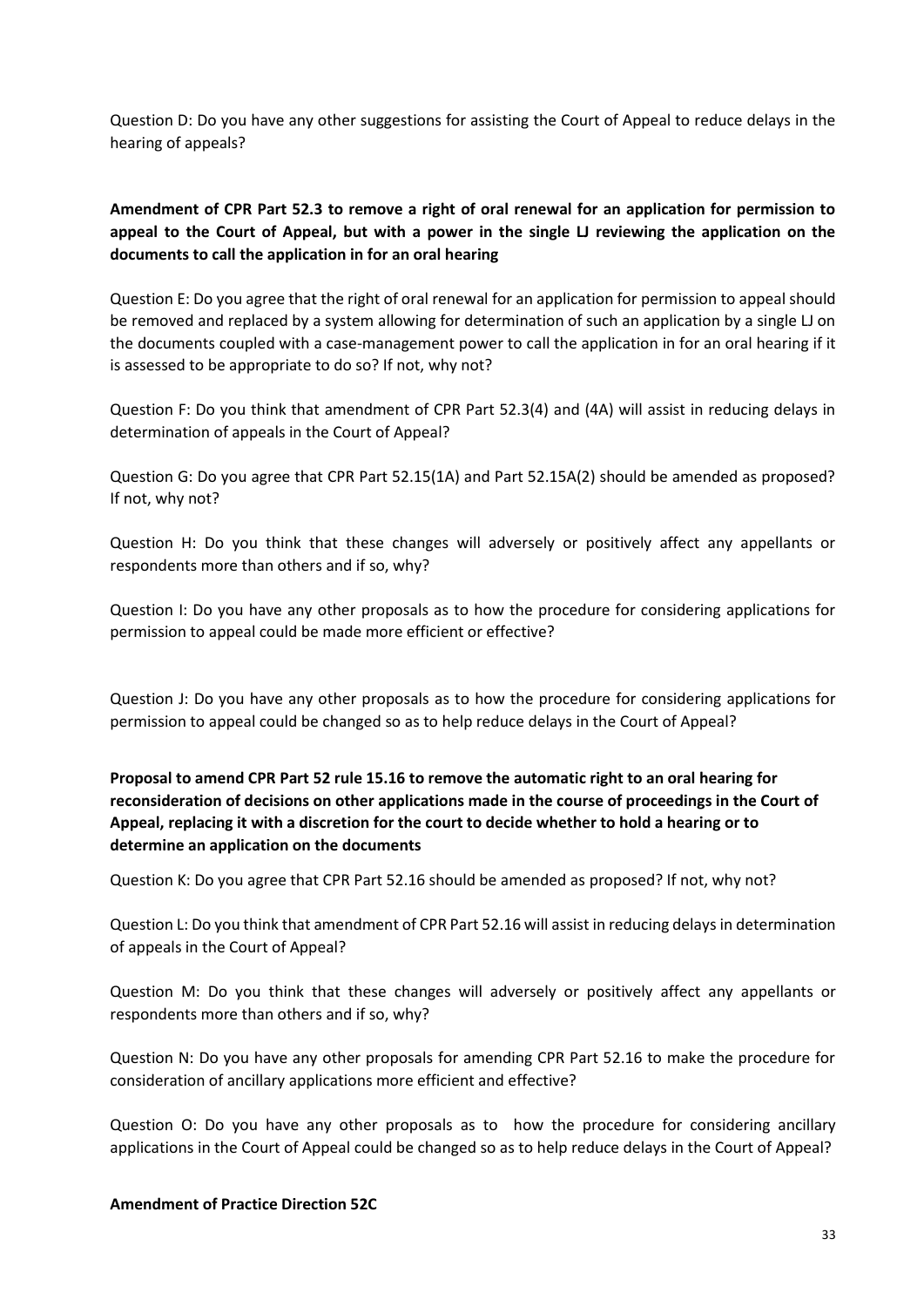Question D: Do you have any other suggestions for assisting the Court of Appeal to reduce delays in the hearing of appeals?

**Amendment of CPR Part 52.3 to remove a right of oral renewal for an application for permission to appeal to the Court of Appeal, but with a power in the single LJ reviewing the application on the documents to call the application in for an oral hearing**

Question E: Do you agree that the right of oral renewal for an application for permission to appeal should be removed and replaced by a system allowing for determination of such an application by a single LJ on the documents coupled with a case-management power to call the application in for an oral hearing if it is assessed to be appropriate to do so? If not, why not?

Question F: Do you think that amendment of CPR Part 52.3(4) and (4A) will assist in reducing delays in determination of appeals in the Court of Appeal?

Question G: Do you agree that CPR Part 52.15(1A) and Part 52.15A(2) should be amended as proposed? If not, why not?

Question H: Do you think that these changes will adversely or positively affect any appellants or respondents more than others and if so, why?

Question I: Do you have any other proposals as to how the procedure for considering applications for permission to appeal could be made more efficient or effective?

Question J: Do you have any other proposals as to how the procedure for considering applications for permission to appeal could be changed so as to help reduce delays in the Court of Appeal?

**Proposal to amend CPR Part 52 rule 15.16 to remove the automatic right to an oral hearing for reconsideration of decisions on other applications made in the course of proceedings in the Court of Appeal, replacing it with a discretion for the court to decide whether to hold a hearing or to determine an application on the documents**

Question K: Do you agree that CPR Part 52.16 should be amended as proposed? If not, why not?

Question L: Do you think that amendment of CPR Part 52.16 will assist in reducing delays in determination of appeals in the Court of Appeal?

Question M: Do you think that these changes will adversely or positively affect any appellants or respondents more than others and if so, why?

Question N: Do you have any other proposals for amending CPR Part 52.16 to make the procedure for consideration of ancillary applications more efficient and effective?

Question O: Do you have any other proposals as to how the procedure for considering ancillary applications in the Court of Appeal could be changed so as to help reduce delays in the Court of Appeal?

**Amendment of Practice Direction 52C**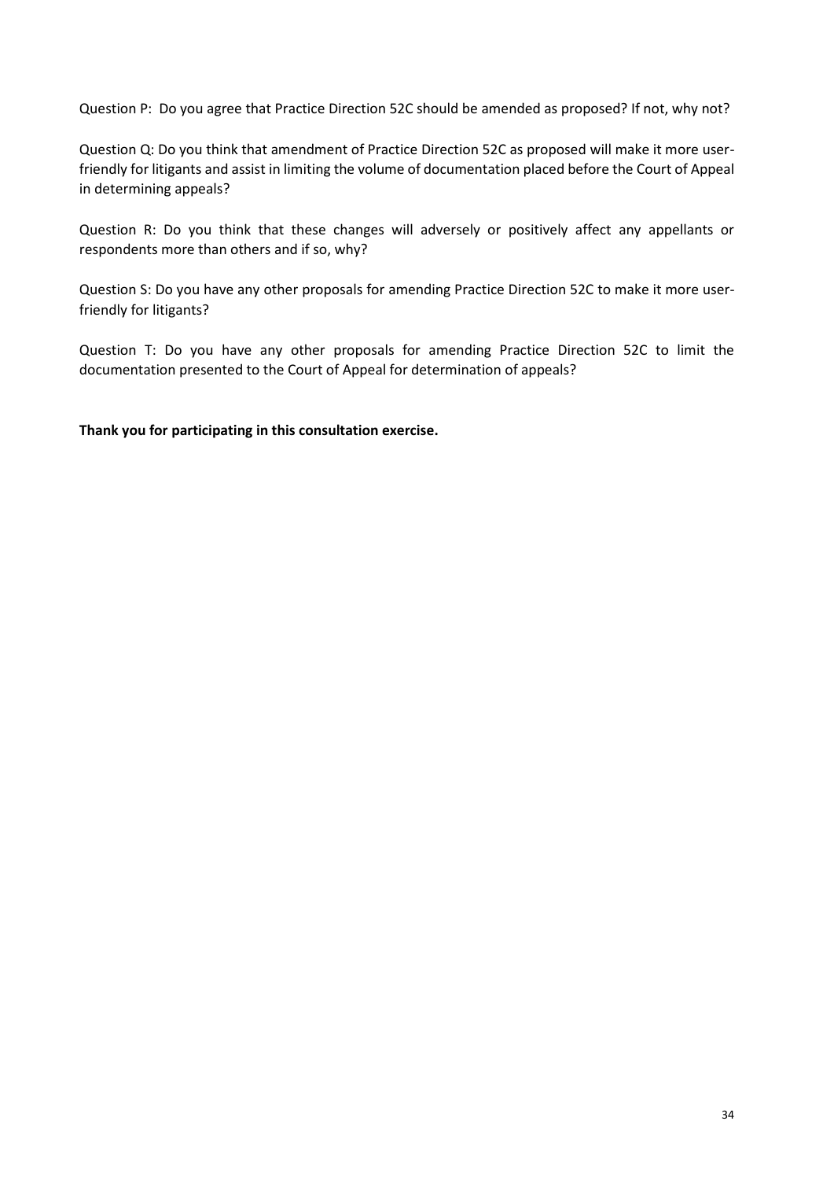Question P: Do you agree that Practice Direction 52C should be amended as proposed? If not, why not?

Question Q: Do you think that amendment of Practice Direction 52C as proposed will make it more user-friendly for litigants and assist in limiting the volume of documentation placed before the Court of Appeal in determining appeals?

Question R: Do you think that these changes will adversely or positively affect any appellants or respondents more than others and if so, why?

Question S: Do you have any other proposals for amending Practice Direction 52C to make it more user-friendly for litigants?

Question T: Do you have any other proposals for amending Practice Direction 52C to limit the documentation presented to the Court of Appeal for determination of appeals?

**Thank you for participating in this consultation exercise.**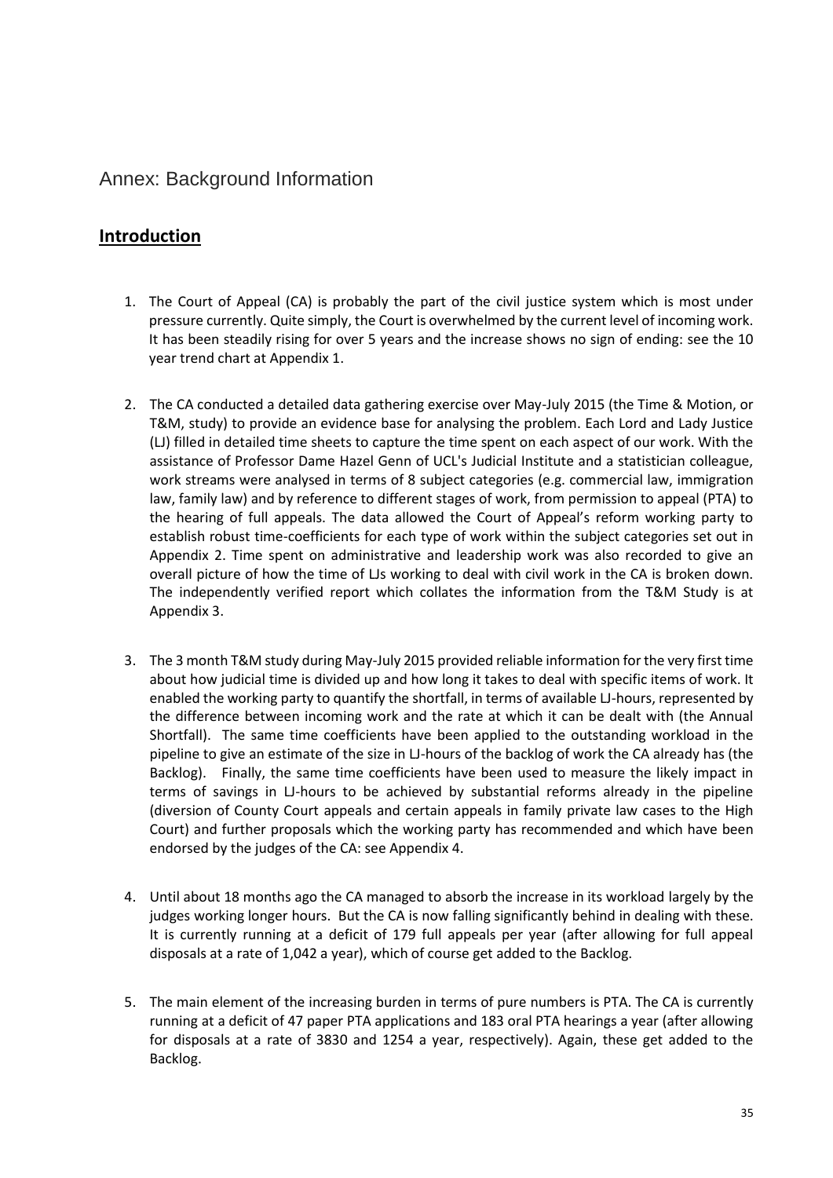# Annex: Background Information

## **Introduction**

1. The Court of Appeal (CA) is probably the part of the civil justice system which is most under pressure currently. Quite simply, the Court is overwhelmed by the current level of incoming work. It has been steadily rising for over 5 years and the increase shows no sign of ending: see the 10 year trend chart at Appendix 1.

2. The CA conducted a detailed data gathering exercise over May-July 2015 (the Time & Motion, or T&M, study) to provide an evidence base for analysing the problem. Each Lord and Lady Justice (LJ) filled in detailed time sheets to capture the time spent on each aspect of our work. With the assistance of Professor Dame Hazel Genn of UCL's Judicial Institute and a statistician colleague, work streams were analysed in terms of 8 subject categories (e.g. commercial law, immigration law, family law) and by reference to different stages of work, from permission to appeal (PTA) to the hearing of full appeals. The data allowed the Court of Appeal's reform working party to establish robust time-coefficients for each type of work within the subject categories set out in Appendix 2. Time spent on administrative and leadership work was also recorded to give an overall picture of how the time of LJs working to deal with civil work in the CA is broken down. The independently verified report which collates the information from the T&M Study is at Appendix 3.

3. The 3 month T&M study during May-July 2015 provided reliable information for the very first time about how judicial time is divided up and how long it takes to deal with specific items of work. It enabled the working party to quantify the shortfall, in terms of available LJ-hours, represented by the difference between incoming work and the rate at which it can be dealt with (the Annual Shortfall). The same time coefficients have been applied to the outstanding workload in the pipeline to give an estimate of the size in LJ-hours of the backlog of work the CA already has (the Backlog). Finally, the same time coefficients have been used to measure the likely impact in terms of savings in LJ-hours to be achieved by substantial reforms already in the pipeline (diversion of County Court appeals and certain appeals in family private law cases to the High Court) and further proposals which the working party has recommended and which have been endorsed by the judges of the CA: see Appendix 4.

4. Until about 18 months ago the CA managed to absorb the increase in its workload largely by the judges working longer hours. But the CA is now falling significantly behind in dealing with these. It is currently running at a deficit of 179 full appeals per year (after allowing for full appeal disposals at a rate of 1,042 a year), which of course get added to the Backlog.

5. The main element of the increasing burden in terms of pure numbers is PTA. The CA is currently running at a deficit of 47 paper PTA applications and 183 oral PTA hearings a year (after allowing for disposals at a rate of 3830 and 1254 a year, respectively). Again, these get added to the Backlog.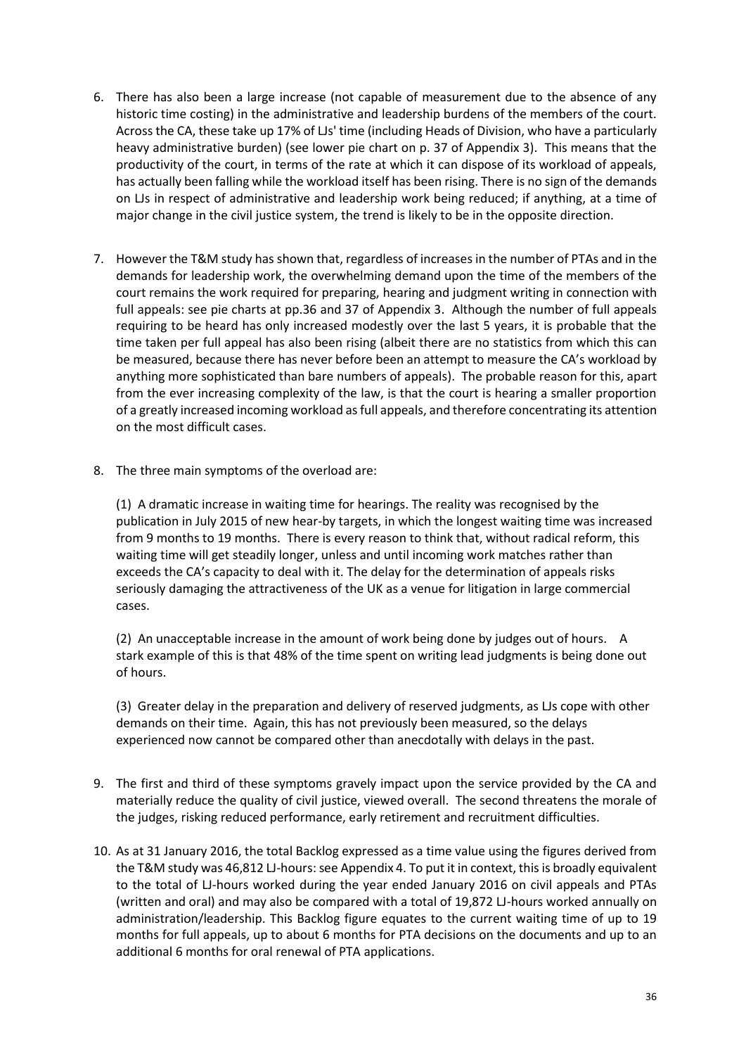6. There has also been a large increase (not capable of measurement due to the absence of any historic time costing) in the administrative and leadership burdens of the members of the court. Across the CA, these take up 17% of LJs' time (including Heads of Division, who have a particularly heavy administrative burden) (see lower pie chart on p. 37 of Appendix 3). This means that the productivity of the court, in terms of the rate at which it can dispose of its workload of appeals, has actually been falling while the workload itself has been rising. There is no sign of the demands on LJs in respect of administrative and leadership work being reduced; if anything, at a time of major change in the civil justice system, the trend is likely to be in the opposite direction.

7. However the T&M study has shown that, regardless of increases in the number of PTAs and in the demands for leadership work, the overwhelming demand upon the time of the members of the court remains the work required for preparing, hearing and judgment writing in connection with full appeals: see pie charts at pp.36 and 37 of Appendix 3. Although the number of full appeals requiring to be heard has only increased modestly over the last 5 years, it is probable that the time taken per full appeal has also been rising (albeit there are no statistics from which this can be measured, because there has never before been an attempt to measure the CA's workload by anything more sophisticated than bare numbers of appeals). The probable reason for this, apart from the ever increasing complexity of the law, is that the court is hearing a smaller proportion of a greatly increased incoming workload as full appeals, and therefore concentrating its attention on the most difficult cases.

8. The three main symptoms of the overload are:

   (1) A dramatic increase in waiting time for hearings. The reality was recognised by the publication in July 2015 of new hear-by targets, in which the longest waiting time was increased from 9 months to 19 months. There is every reason to think that, without radical reform, this waiting time will get steadily longer, unless and until incoming work matches rather than exceeds the CA's capacity to deal with it. The delay for the determination of appeals risks seriously damaging the attractiveness of the UK as a venue for litigation in large commercial cases.

   (2) An unacceptable increase in the amount of work being done by judges out of hours. A stark example of this is that 48% of the time spent on writing lead judgments is being done out of hours.

   (3) Greater delay in the preparation and delivery of reserved judgments, as LJs cope with other demands on their time. Again, this has not previously been measured, so the delays experienced now cannot be compared other than anecdotally with delays in the past.

9. The first and third of these symptoms gravely impact upon the service provided by the CA and materially reduce the quality of civil justice, viewed overall. The second threatens the morale of the judges, risking reduced performance, early retirement and recruitment difficulties.

10. As at 31 January 2016, the total Backlog expressed as a time value using the figures derived from the T&M study was 46,812 LJ-hours: see Appendix 4. To put it in context, this is broadly equivalent to the total of LJ-hours worked during the year ended January 2016 on civil appeals and PTAs (written and oral) and may also be compared with a total of 19,872 LJ-hours worked annually on administration/leadership. This Backlog figure equates to the current waiting time of up to 19 months for full appeals, up to about 6 months for PTA decisions on the documents and up to an additional 6 months for oral renewal of PTA applications.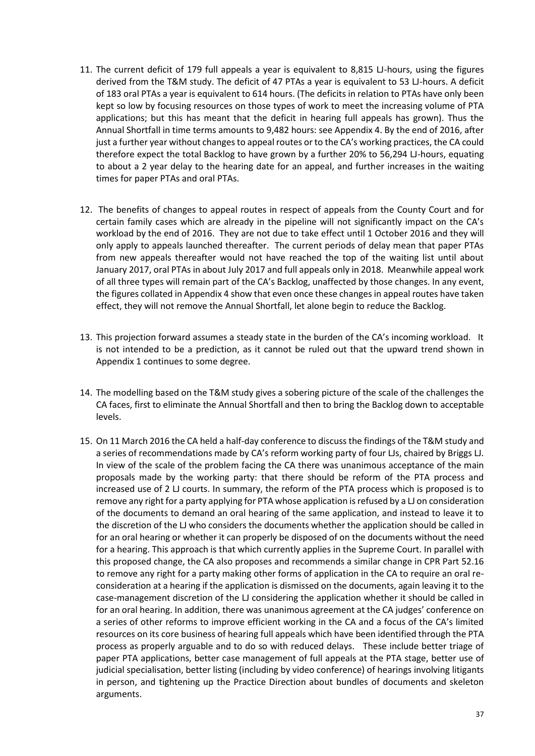11. The current deficit of 179 full appeals a year is equivalent to 8,815 LJ-hours, using the figures derived from the T&M study. The deficit of 47 PTAs a year is equivalent to 53 LJ-hours. A deficit of 183 oral PTAs a year is equivalent to 614 hours. (The deficits in relation to PTAs have only been kept so low by focusing resources on those types of work to meet the increasing volume of PTA applications; but this has meant that the deficit in hearing full appeals has grown). Thus the Annual Shortfall in time terms amounts to 9,482 hours: see Appendix 4. By the end of 2016, after just a further year without changes to appeal routes or to the CA's working practices, the CA could therefore expect the total Backlog to have grown by a further 20% to 56,294 LJ-hours, equating to about a 2 year delay to the hearing date for an appeal, and further increases in the waiting times for paper PTAs and oral PTAs.

12. The benefits of changes to appeal routes in respect of appeals from the County Court and for certain family cases which are already in the pipeline will not significantly impact on the CA's workload by the end of 2016. They are not due to take effect until 1 October 2016 and they will only apply to appeals launched thereafter. The current periods of delay mean that paper PTAs from new appeals thereafter would not have reached the top of the waiting list until about January 2017, oral PTAs in about July 2017 and full appeals only in 2018. Meanwhile appeal work of all three types will remain part of the CA's Backlog, unaffected by those changes. In any event, the figures collated in Appendix 4 show that even once these changes in appeal routes have taken effect, they will not remove the Annual Shortfall, let alone begin to reduce the Backlog.

13. This projection forward assumes a steady state in the burden of the CA's incoming workload. It is not intended to be a prediction, as it cannot be ruled out that the upward trend shown in Appendix 1 continues to some degree.

14. The modelling based on the T&M study gives a sobering picture of the scale of the challenges the CA faces, first to eliminate the Annual Shortfall and then to bring the Backlog down to acceptable levels.

15. On 11 March 2016 the CA held a half-day conference to discuss the findings of the T&M study and a series of recommendations made by CA's reform working party of four LJs, chaired by Briggs LJ. In view of the scale of the problem facing the CA there was unanimous acceptance of the main proposals made by the working party: that there should be reform of the PTA process and increased use of 2 LJ courts. In summary, the reform of the PTA process which is proposed is to remove any right for a party applying for PTA whose application is refused by a LJ on consideration of the documents to demand an oral hearing of the same application, and instead to leave it to the discretion of the LJ who considers the documents whether the application should be called in for an oral hearing or whether it can properly be disposed of on the documents without the need for a hearing. This approach is that which currently applies in the Supreme Court. In parallel with this proposed change, the CA also proposes and recommends a similar change in CPR Part 52.16 to remove any right for a party making other forms of application in the CA to require an oral re-consideration at a hearing if the application is dismissed on the documents, again leaving it to the case-management discretion of the LJ considering the application whether it should be called in for an oral hearing. In addition, there was unanimous agreement at the CA judges' conference on a series of other reforms to improve efficient working in the CA and a focus of the CA's limited resources on its core business of hearing full appeals which have been identified through the PTA process as properly arguable and to do so with reduced delays. These include better triage of paper PTA applications, better case management of full appeals at the PTA stage, better use of judicial specialisation, better listing (including by video conference) of hearings involving litigants in person, and tightening up the Practice Direction about bundles of documents and skeleton arguments.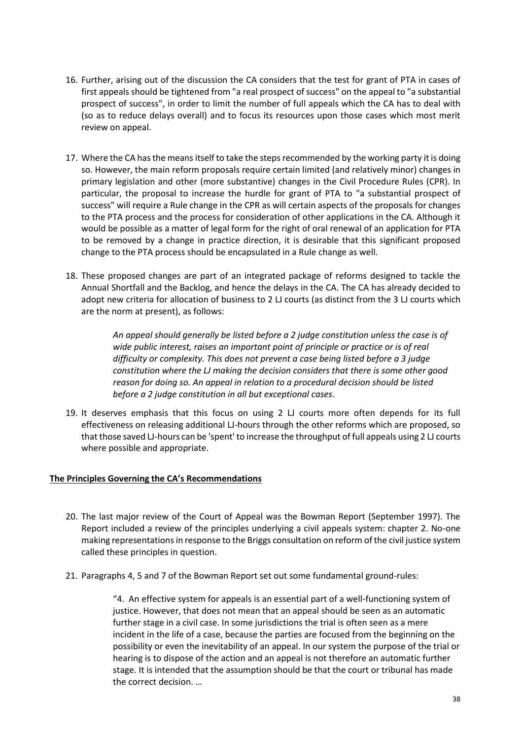16. Further, arising out of the discussion the CA considers that the test for grant of PTA in cases of first appeals should be tightened from "a real prospect of success" on the appeal to "a substantial prospect of success", in order to limit the number of full appeals which the CA has to deal with (so as to reduce delays overall) and to focus its resources upon those cases which most merit review on appeal.

17. Where the CA has the means itself to take the steps recommended by the working party it is doing so. However, the main reform proposals require certain limited (and relatively minor) changes in primary legislation and other (more substantive) changes in the Civil Procedure Rules (CPR). In particular, the proposal to increase the hurdle for grant of PTA to "a substantial prospect of success" will require a Rule change in the CPR as will certain aspects of the proposals for changes to the PTA process and the process for consideration of other applications in the CA. Although it would be possible as a matter of legal form for the right of oral renewal of an application for PTA to be removed by a change in practice direction, it is desirable that this significant proposed change to the PTA process should be encapsulated in a Rule change as well.

18. These proposed changes are part of an integrated package of reforms designed to tackle the Annual Shortfall and the Backlog, and hence the delays in the CA. The CA has already decided to adopt new criteria for allocation of business to 2 LJ courts (as distinct from the 3 LJ courts which are the norm at present), as follows:

    > *An appeal should generally be listed before a 2 judge constitution unless the case is of wide public interest, raises an important point of principle or practice or is of real difficulty or complexity. This does not prevent a case being listed before a 3 judge constitution where the LJ making the decision considers that there is some other good reason for doing so. An appeal in relation to a procedural decision should be listed before a 2 judge constitution in all but exceptional cases*.

19. It deserves emphasis that this focus on using 2 LJ courts more often depends for its full effectiveness on releasing additional LJ-hours through the other reforms which are proposed, so that those saved LJ-hours can be 'spent' to increase the throughput of full appeals using 2 LJ courts where possible and appropriate.

**The Principles Governing the CA's Recommendations**

20. The last major review of the Court of Appeal was the Bowman Report (September 1997). The Report included a review of the principles underlying a civil appeals system: chapter 2. No-one making representations in response to the Briggs consultation on reform of the civil justice system called these principles in question.

21. Paragraphs 4, 5 and 7 of the Bowman Report set out some fundamental ground-rules:

    > "4. An effective system for appeals is an essential part of a well-functioning system of justice. However, that does not mean that an appeal should be seen as an automatic further stage in a civil case. In some jurisdictions the trial is often seen as a mere incident in the life of a case, because the parties are focused from the beginning on the possibility or even the inevitability of an appeal. In our system the purpose of the trial or hearing is to dispose of the action and an appeal is not therefore an automatic further stage. It is intended that the assumption should be that the court or tribunal has made the correct decision. …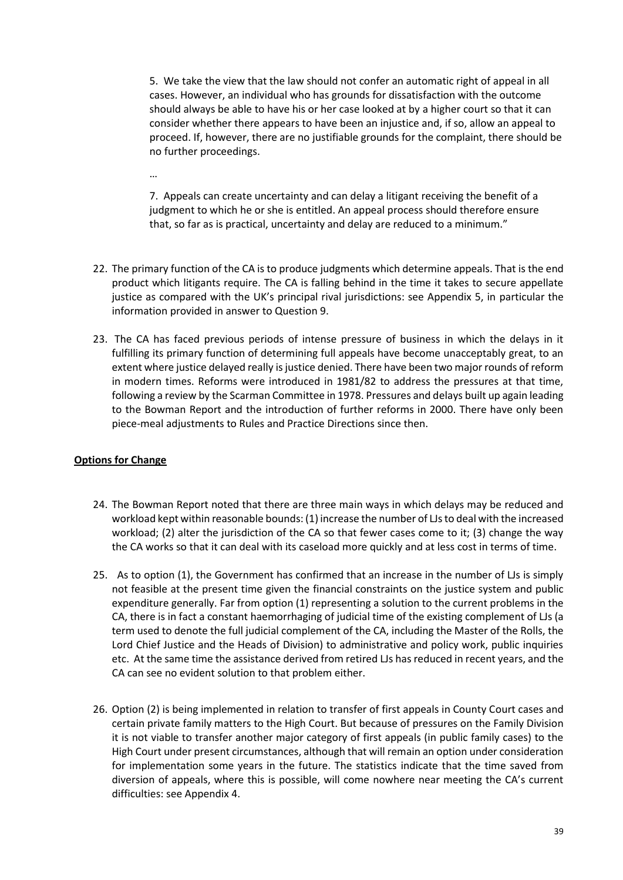5. We take the view that the law should not confer an automatic right of appeal in all cases. However, an individual who has grounds for dissatisfaction with the outcome should always be able to have his or her case looked at by a higher court so that it can consider whether there appears to have been an injustice and, if so, allow an appeal to proceed. If, however, there are no justifiable grounds for the complaint, there should be no further proceedings.

…

7. Appeals can create uncertainty and can delay a litigant receiving the benefit of a judgment to which he or she is entitled. An appeal process should therefore ensure that, so far as is practical, uncertainty and delay are reduced to a minimum."

22. The primary function of the CA is to produce judgments which determine appeals. That is the end product which litigants require. The CA is falling behind in the time it takes to secure appellate justice as compared with the UK's principal rival jurisdictions: see Appendix 5, in particular the information provided in answer to Question 9.

23. The CA has faced previous periods of intense pressure of business in which the delays in it fulfilling its primary function of determining full appeals have become unacceptably great, to an extent where justice delayed really is justice denied. There have been two major rounds of reform in modern times. Reforms were introduced in 1981/82 to address the pressures at that time, following a review by the Scarman Committee in 1978. Pressures and delays built up again leading to the Bowman Report and the introduction of further reforms in 2000. There have only been piece-meal adjustments to Rules and Practice Directions since then.

**Options for Change**

24. The Bowman Report noted that there are three main ways in which delays may be reduced and workload kept within reasonable bounds: (1) increase the number of LJs to deal with the increased workload; (2) alter the jurisdiction of the CA so that fewer cases come to it; (3) change the way the CA works so that it can deal with its caseload more quickly and at less cost in terms of time.

25. As to option (1), the Government has confirmed that an increase in the number of LJs is simply not feasible at the present time given the financial constraints on the justice system and public expenditure generally. Far from option (1) representing a solution to the current problems in the CA, there is in fact a constant haemorrhaging of judicial time of the existing complement of LJs (a term used to denote the full judicial complement of the CA, including the Master of the Rolls, the Lord Chief Justice and the Heads of Division) to administrative and policy work, public inquiries etc. At the same time the assistance derived from retired LJs has reduced in recent years, and the CA can see no evident solution to that problem either.

26. Option (2) is being implemented in relation to transfer of first appeals in County Court cases and certain private family matters to the High Court. But because of pressures on the Family Division it is not viable to transfer another major category of first appeals (in public family cases) to the High Court under present circumstances, although that will remain an option under consideration for implementation some years in the future. The statistics indicate that the time saved from diversion of appeals, where this is possible, will come nowhere near meeting the CA's current difficulties: see Appendix 4.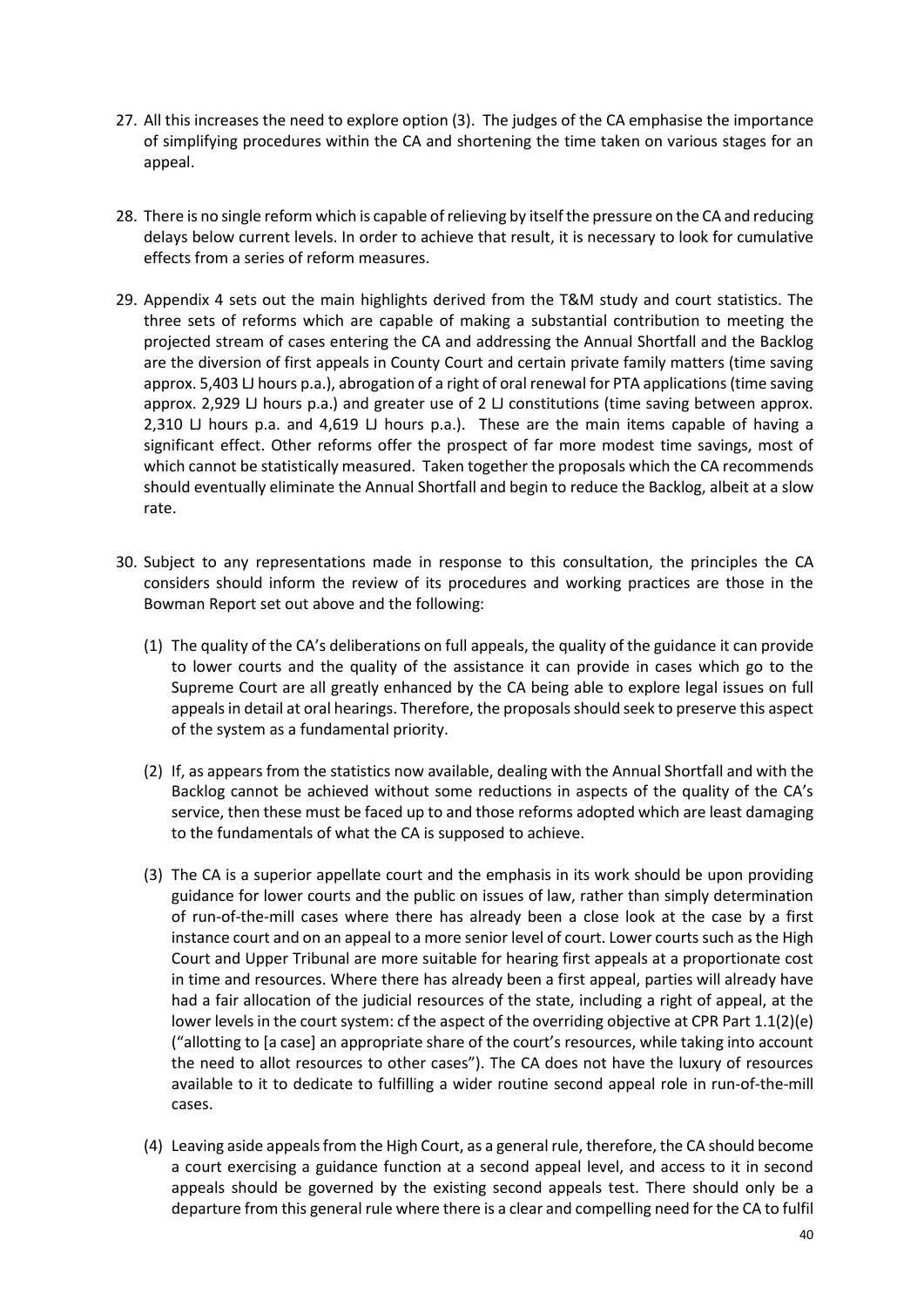27. All this increases the need to explore option (3). The judges of the CA emphasise the importance of simplifying procedures within the CA and shortening the time taken on various stages for an appeal.

28. There is no single reform which is capable of relieving by itself the pressure on the CA and reducing delays below current levels. In order to achieve that result, it is necessary to look for cumulative effects from a series of reform measures.

29. Appendix 4 sets out the main highlights derived from the T&M study and court statistics. The three sets of reforms which are capable of making a substantial contribution to meeting the projected stream of cases entering the CA and addressing the Annual Shortfall and the Backlog are the diversion of first appeals in County Court and certain private family matters (time saving approx. 5,403 LJ hours p.a.), abrogation of a right of oral renewal for PTA applications (time saving approx. 2,929 LJ hours p.a.) and greater use of 2 LJ constitutions (time saving between approx. 2,310 LJ hours p.a. and 4,619 LJ hours p.a.). These are the main items capable of having a significant effect. Other reforms offer the prospect of far more modest time savings, most of which cannot be statistically measured. Taken together the proposals which the CA recommends should eventually eliminate the Annual Shortfall and begin to reduce the Backlog, albeit at a slow rate.

30. Subject to any representations made in response to this consultation, the principles the CA considers should inform the review of its procedures and working practices are those in the Bowman Report set out above and the following:

    (1) The quality of the CA's deliberations on full appeals, the quality of the guidance it can provide to lower courts and the quality of the assistance it can provide in cases which go to the Supreme Court are all greatly enhanced by the CA being able to explore legal issues on full appeals in detail at oral hearings. Therefore, the proposals should seek to preserve this aspect of the system as a fundamental priority.

    (2) If, as appears from the statistics now available, dealing with the Annual Shortfall and with the Backlog cannot be achieved without some reductions in aspects of the quality of the CA's service, then these must be faced up to and those reforms adopted which are least damaging to the fundamentals of what the CA is supposed to achieve.

    (3) The CA is a superior appellate court and the emphasis in its work should be upon providing guidance for lower courts and the public on issues of law, rather than simply determination of run-of-the-mill cases where there has already been a close look at the case by a first instance court and on an appeal to a more senior level of court. Lower courts such as the High Court and Upper Tribunal are more suitable for hearing first appeals at a proportionate cost in time and resources. Where there has already been a first appeal, parties will already have had a fair allocation of the judicial resources of the state, including a right of appeal, at the lower levels in the court system: cf the aspect of the overriding objective at CPR Part 1.1(2)(e) ("allotting to [a case] an appropriate share of the court's resources, while taking into account the need to allot resources to other cases"). The CA does not have the luxury of resources available to it to dedicate to fulfilling a wider routine second appeal role in run-of-the-mill cases.

    (4) Leaving aside appeals from the High Court, as a general rule, therefore, the CA should become a court exercising a guidance function at a second appeal level, and access to it in second appeals should be governed by the existing second appeals test. There should only be a departure from this general rule where there is a clear and compelling need for the CA to fulfil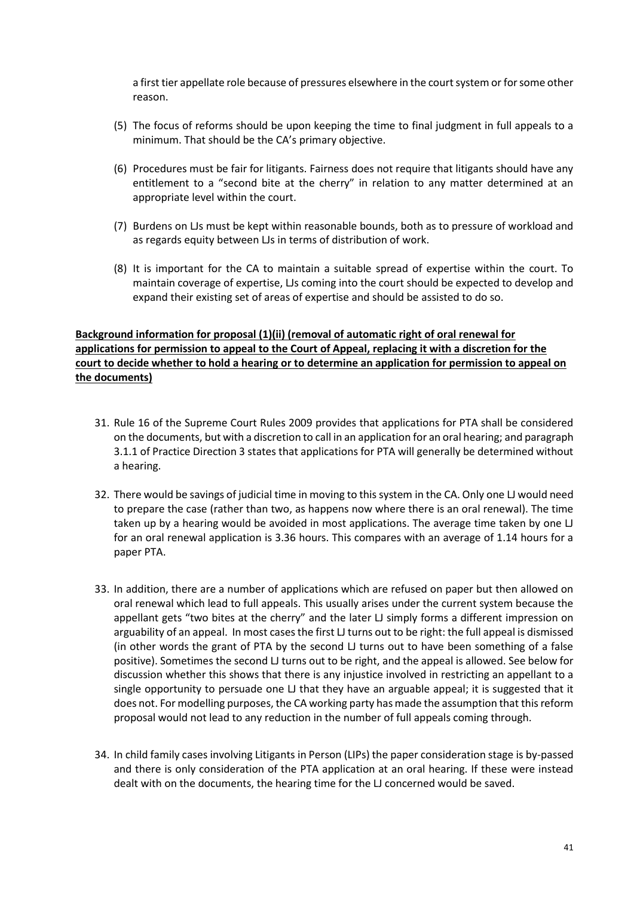a first tier appellate role because of pressures elsewhere in the court system or for some other reason.

(5) The focus of reforms should be upon keeping the time to final judgment in full appeals to a minimum. That should be the CA's primary objective.

(6) Procedures must be fair for litigants. Fairness does not require that litigants should have any entitlement to a "second bite at the cherry" in relation to any matter determined at an appropriate level within the court.

(7) Burdens on LJs must be kept within reasonable bounds, both as to pressure of workload and as regards equity between LJs in terms of distribution of work.

(8) It is important for the CA to maintain a suitable spread of expertise within the court. To maintain coverage of expertise, LJs coming into the court should be expected to develop and expand their existing set of areas of expertise and should be assisted to do so.

**Background information for proposal (1)(ii) (removal of automatic right of oral renewal for applications for permission to appeal to the Court of Appeal, replacing it with a discretion for the court to decide whether to hold a hearing or to determine an application for permission to appeal on the documents)**

31. Rule 16 of the Supreme Court Rules 2009 provides that applications for PTA shall be considered on the documents, but with a discretion to call in an application for an oral hearing; and paragraph 3.1.1 of Practice Direction 3 states that applications for PTA will generally be determined without a hearing.

32. There would be savings of judicial time in moving to this system in the CA. Only one LJ would need to prepare the case (rather than two, as happens now where there is an oral renewal). The time taken up by a hearing would be avoided in most applications. The average time taken by one LJ for an oral renewal application is 3.36 hours. This compares with an average of 1.14 hours for a paper PTA.

33. In addition, there are a number of applications which are refused on paper but then allowed on oral renewal which lead to full appeals. This usually arises under the current system because the appellant gets "two bites at the cherry" and the later LJ simply forms a different impression on arguability of an appeal. In most cases the first LJ turns out to be right: the full appeal is dismissed (in other words the grant of PTA by the second LJ turns out to have been something of a false positive). Sometimes the second LJ turns out to be right, and the appeal is allowed. See below for discussion whether this shows that there is any injustice involved in restricting an appellant to a single opportunity to persuade one LJ that they have an arguable appeal; it is suggested that it does not. For modelling purposes, the CA working party has made the assumption that this reform proposal would not lead to any reduction in the number of full appeals coming through.

34. In child family cases involving Litigants in Person (LIPs) the paper consideration stage is by-passed and there is only consideration of the PTA application at an oral hearing. If these were instead dealt with on the documents, the hearing time for the LJ concerned would be saved.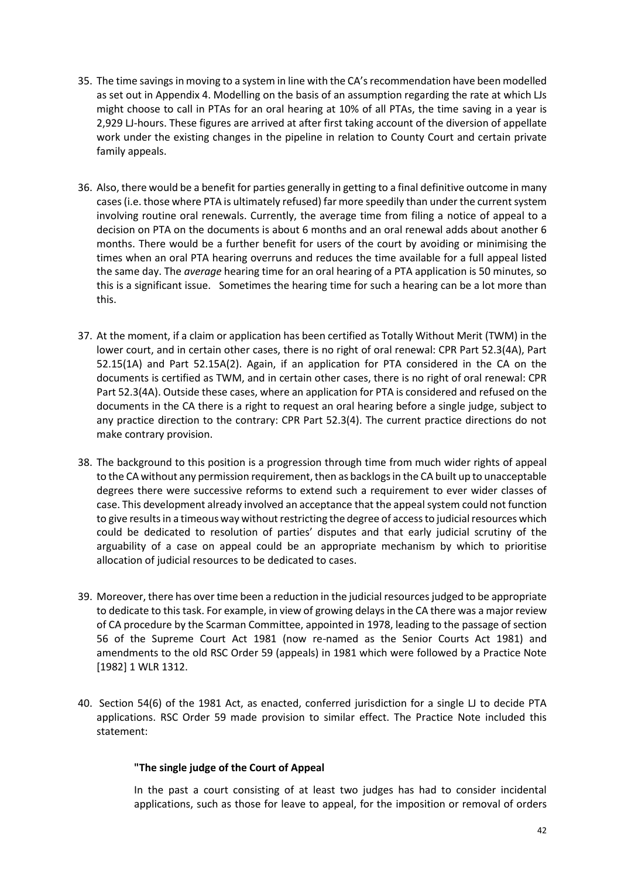35. The time savings in moving to a system in line with the CA's recommendation have been modelled as set out in Appendix 4. Modelling on the basis of an assumption regarding the rate at which LJs might choose to call in PTAs for an oral hearing at 10% of all PTAs, the time saving in a year is 2,929 LJ-hours. These figures are arrived at after first taking account of the diversion of appellate work under the existing changes in the pipeline in relation to County Court and certain private family appeals.

36. Also, there would be a benefit for parties generally in getting to a final definitive outcome in many cases (i.e. those where PTA is ultimately refused) far more speedily than under the current system involving routine oral renewals. Currently, the average time from filing a notice of appeal to a decision on PTA on the documents is about 6 months and an oral renewal adds about another 6 months. There would be a further benefit for users of the court by avoiding or minimising the times when an oral PTA hearing overruns and reduces the time available for a full appeal listed the same day. The *average* hearing time for an oral hearing of a PTA application is 50 minutes, so this is a significant issue. Sometimes the hearing time for such a hearing can be a lot more than this.

37. At the moment, if a claim or application has been certified as Totally Without Merit (TWM) in the lower court, and in certain other cases, there is no right of oral renewal: CPR Part 52.3(4A), Part 52.15(1A) and Part 52.15A(2). Again, if an application for PTA considered in the CA on the documents is certified as TWM, and in certain other cases, there is no right of oral renewal: CPR Part 52.3(4A). Outside these cases, where an application for PTA is considered and refused on the documents in the CA there is a right to request an oral hearing before a single judge, subject to any practice direction to the contrary: CPR Part 52.3(4). The current practice directions do not make contrary provision.

38. The background to this position is a progression through time from much wider rights of appeal to the CA without any permission requirement, then as backlogs in the CA built up to unacceptable degrees there were successive reforms to extend such a requirement to ever wider classes of case. This development already involved an acceptance that the appeal system could not function to give results in a timeous way without restricting the degree of access to judicial resources which could be dedicated to resolution of parties' disputes and that early judicial scrutiny of the arguability of a case on appeal could be an appropriate mechanism by which to prioritise allocation of judicial resources to be dedicated to cases.

39. Moreover, there has over time been a reduction in the judicial resources judged to be appropriate to dedicate to this task. For example, in view of growing delays in the CA there was a major review of CA procedure by the Scarman Committee, appointed in 1978, leading to the passage of section 56 of the Supreme Court Act 1981 (now re-named as the Senior Courts Act 1981) and amendments to the old RSC Order 59 (appeals) in 1981 which were followed by a Practice Note [1982] 1 WLR 1312.

40. Section 54(6) of the 1981 Act, as enacted, conferred jurisdiction for a single LJ to decide PTA applications. RSC Order 59 made provision to similar effect. The Practice Note included this statement:

> **"The single judge of the Court of Appeal**
>
> In the past a court consisting of at least two judges has had to consider incidental applications, such as those for leave to appeal, for the imposition or removal of orders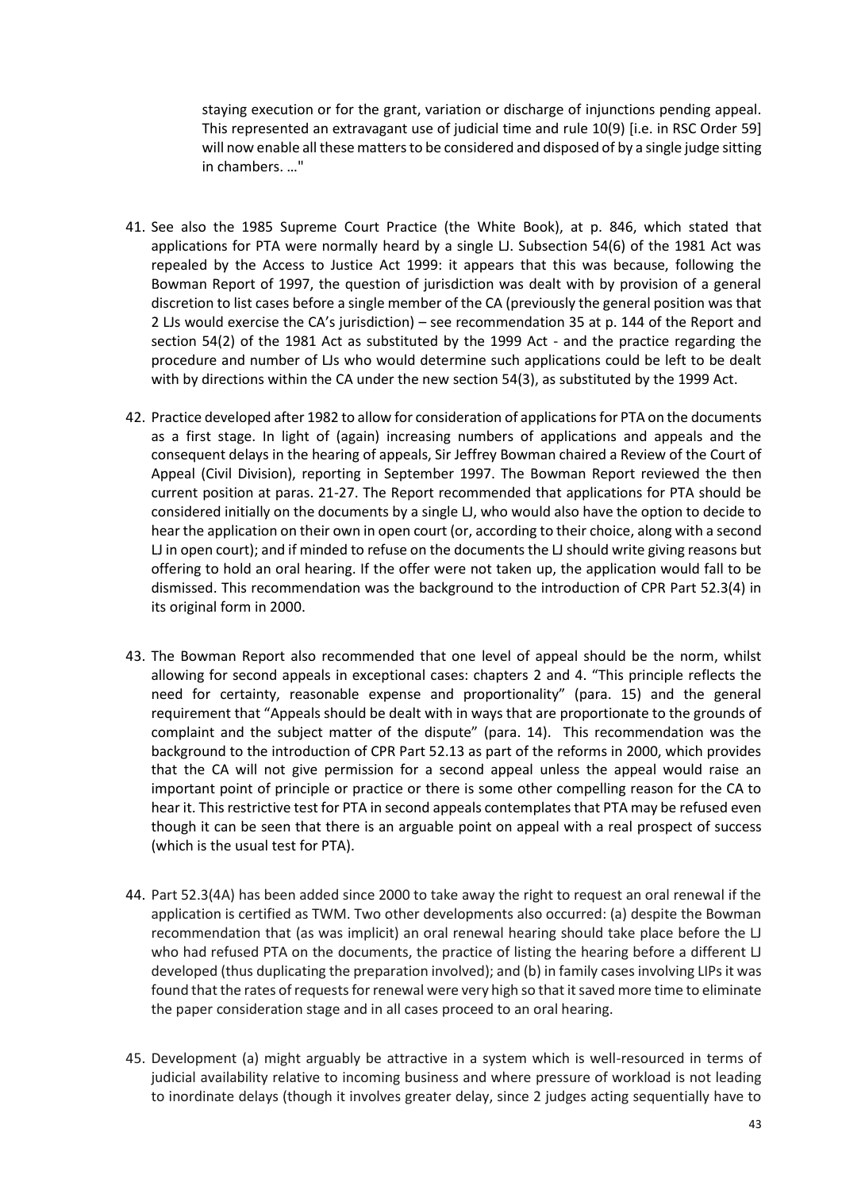staying execution or for the grant, variation or discharge of injunctions pending appeal. This represented an extravagant use of judicial time and rule 10(9) [i.e. in RSC Order 59] will now enable all these matters to be considered and disposed of by a single judge sitting in chambers. …"

41. See also the 1985 Supreme Court Practice (the White Book), at p. 846, which stated that applications for PTA were normally heard by a single LJ. Subsection 54(6) of the 1981 Act was repealed by the Access to Justice Act 1999: it appears that this was because, following the Bowman Report of 1997, the question of jurisdiction was dealt with by provision of a general discretion to list cases before a single member of the CA (previously the general position was that 2 LJs would exercise the CA's jurisdiction) – see recommendation 35 at p. 144 of the Report and section 54(2) of the 1981 Act as substituted by the 1999 Act - and the practice regarding the procedure and number of LJs who would determine such applications could be left to be dealt with by directions within the CA under the new section 54(3), as substituted by the 1999 Act.

42. Practice developed after 1982 to allow for consideration of applications for PTA on the documents as a first stage. In light of (again) increasing numbers of applications and appeals and the consequent delays in the hearing of appeals, Sir Jeffrey Bowman chaired a Review of the Court of Appeal (Civil Division), reporting in September 1997. The Bowman Report reviewed the then current position at paras. 21-27. The Report recommended that applications for PTA should be considered initially on the documents by a single LJ, who would also have the option to decide to hear the application on their own in open court (or, according to their choice, along with a second LJ in open court); and if minded to refuse on the documents the LJ should write giving reasons but offering to hold an oral hearing. If the offer were not taken up, the application would fall to be dismissed. This recommendation was the background to the introduction of CPR Part 52.3(4) in its original form in 2000.

43. The Bowman Report also recommended that one level of appeal should be the norm, whilst allowing for second appeals in exceptional cases: chapters 2 and 4. "This principle reflects the need for certainty, reasonable expense and proportionality" (para. 15) and the general requirement that "Appeals should be dealt with in ways that are proportionate to the grounds of complaint and the subject matter of the dispute" (para. 14). This recommendation was the background to the introduction of CPR Part 52.13 as part of the reforms in 2000, which provides that the CA will not give permission for a second appeal unless the appeal would raise an important point of principle or practice or there is some other compelling reason for the CA to hear it. This restrictive test for PTA in second appeals contemplates that PTA may be refused even though it can be seen that there is an arguable point on appeal with a real prospect of success (which is the usual test for PTA).

44. Part 52.3(4A) has been added since 2000 to take away the right to request an oral renewal if the application is certified as TWM. Two other developments also occurred: (a) despite the Bowman recommendation that (as was implicit) an oral renewal hearing should take place before the LJ who had refused PTA on the documents, the practice of listing the hearing before a different LJ developed (thus duplicating the preparation involved); and (b) in family cases involving LIPs it was found that the rates of requests for renewal were very high so that it saved more time to eliminate the paper consideration stage and in all cases proceed to an oral hearing.

45. Development (a) might arguably be attractive in a system which is well-resourced in terms of judicial availability relative to incoming business and where pressure of workload is not leading to inordinate delays (though it involves greater delay, since 2 judges acting sequentially have to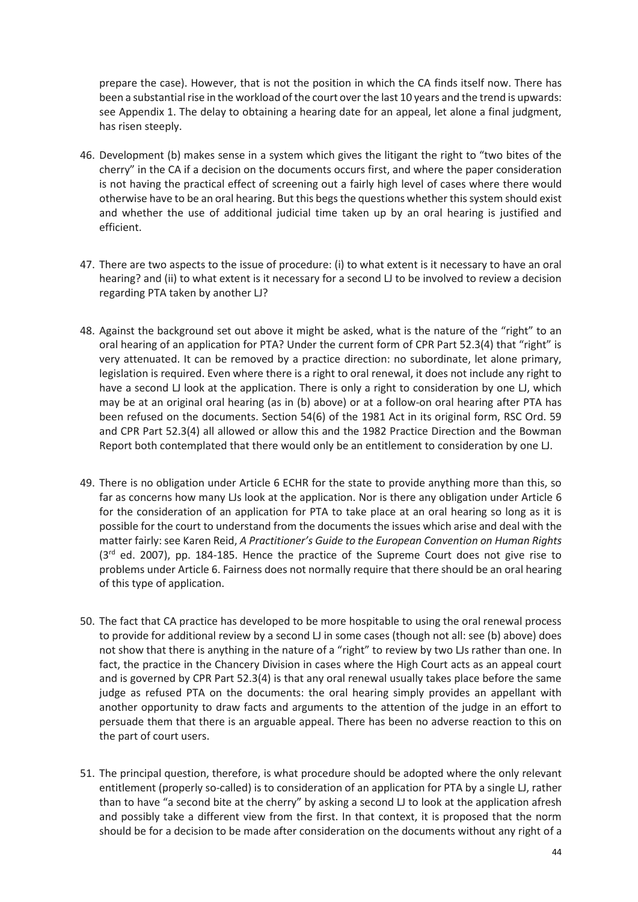prepare the case). However, that is not the position in which the CA finds itself now. There has been a substantial rise in the workload of the court over the last 10 years and the trend is upwards: see Appendix 1. The delay to obtaining a hearing date for an appeal, let alone a final judgment, has risen steeply.

46. Development (b) makes sense in a system which gives the litigant the right to "two bites of the cherry" in the CA if a decision on the documents occurs first, and where the paper consideration is not having the practical effect of screening out a fairly high level of cases where there would otherwise have to be an oral hearing. But this begs the questions whether this system should exist and whether the use of additional judicial time taken up by an oral hearing is justified and efficient.

47. There are two aspects to the issue of procedure: (i) to what extent is it necessary to have an oral hearing? and (ii) to what extent is it necessary for a second LJ to be involved to review a decision regarding PTA taken by another LJ?

48. Against the background set out above it might be asked, what is the nature of the "right" to an oral hearing of an application for PTA? Under the current form of CPR Part 52.3(4) that "right" is very attenuated. It can be removed by a practice direction: no subordinate, let alone primary, legislation is required. Even where there is a right to oral renewal, it does not include any right to have a second LJ look at the application. There is only a right to consideration by one LJ, which may be at an original oral hearing (as in (b) above) or at a follow-on oral hearing after PTA has been refused on the documents. Section 54(6) of the 1981 Act in its original form, RSC Ord. 59 and CPR Part 52.3(4) all allowed or allow this and the 1982 Practice Direction and the Bowman Report both contemplated that there would only be an entitlement to consideration by one LJ.

49. There is no obligation under Article 6 ECHR for the state to provide anything more than this, so far as concerns how many LJs look at the application. Nor is there any obligation under Article 6 for the consideration of an application for PTA to take place at an oral hearing so long as it is possible for the court to understand from the documents the issues which arise and deal with the matter fairly: see Karen Reid, *A Practitioner's Guide to the European Convention on Human Rights* (3rd ed. 2007), pp. 184-185. Hence the practice of the Supreme Court does not give rise to problems under Article 6. Fairness does not normally require that there should be an oral hearing of this type of application.

50. The fact that CA practice has developed to be more hospitable to using the oral renewal process to provide for additional review by a second LJ in some cases (though not all: see (b) above) does not show that there is anything in the nature of a "right" to review by two LJs rather than one. In fact, the practice in the Chancery Division in cases where the High Court acts as an appeal court and is governed by CPR Part 52.3(4) is that any oral renewal usually takes place before the same judge as refused PTA on the documents: the oral hearing simply provides an appellant with another opportunity to draw facts and arguments to the attention of the judge in an effort to persuade them that there is an arguable appeal. There has been no adverse reaction to this on the part of court users.

51. The principal question, therefore, is what procedure should be adopted where the only relevant entitlement (properly so-called) is to consideration of an application for PTA by a single LJ, rather than to have "a second bite at the cherry" by asking a second LJ to look at the application afresh and possibly take a different view from the first. In that context, it is proposed that the norm should be for a decision to be made after consideration on the documents without any right of a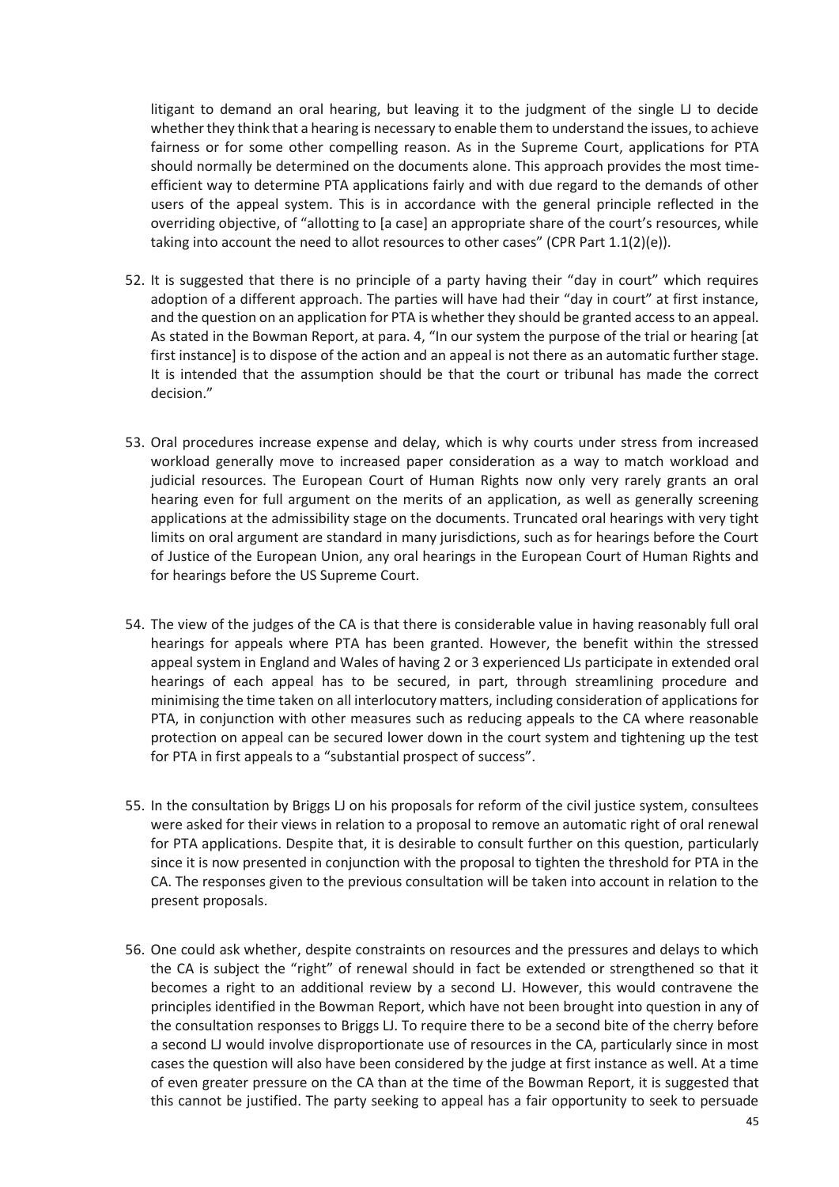litigant to demand an oral hearing, but leaving it to the judgment of the single LJ to decide whether they think that a hearing is necessary to enable them to understand the issues, to achieve fairness or for some other compelling reason. As in the Supreme Court, applications for PTA should normally be determined on the documents alone. This approach provides the most time-efficient way to determine PTA applications fairly and with due regard to the demands of other users of the appeal system. This is in accordance with the general principle reflected in the overriding objective, of "allotting to [a case] an appropriate share of the court's resources, while taking into account the need to allot resources to other cases" (CPR Part 1.1(2)(e)).

52. It is suggested that there is no principle of a party having their "day in court" which requires adoption of a different approach. The parties will have had their "day in court" at first instance, and the question on an application for PTA is whether they should be granted access to an appeal. As stated in the Bowman Report, at para. 4, "In our system the purpose of the trial or hearing [at first instance] is to dispose of the action and an appeal is not there as an automatic further stage. It is intended that the assumption should be that the court or tribunal has made the correct decision."

53. Oral procedures increase expense and delay, which is why courts under stress from increased workload generally move to increased paper consideration as a way to match workload and judicial resources. The European Court of Human Rights now only very rarely grants an oral hearing even for full argument on the merits of an application, as well as generally screening applications at the admissibility stage on the documents. Truncated oral hearings with very tight limits on oral argument are standard in many jurisdictions, such as for hearings before the Court of Justice of the European Union, any oral hearings in the European Court of Human Rights and for hearings before the US Supreme Court.

54. The view of the judges of the CA is that there is considerable value in having reasonably full oral hearings for appeals where PTA has been granted. However, the benefit within the stressed appeal system in England and Wales of having 2 or 3 experienced LJs participate in extended oral hearings of each appeal has to be secured, in part, through streamlining procedure and minimising the time taken on all interlocutory matters, including consideration of applications for PTA, in conjunction with other measures such as reducing appeals to the CA where reasonable protection on appeal can be secured lower down in the court system and tightening up the test for PTA in first appeals to a "substantial prospect of success".

55. In the consultation by Briggs LJ on his proposals for reform of the civil justice system, consultees were asked for their views in relation to a proposal to remove an automatic right of oral renewal for PTA applications. Despite that, it is desirable to consult further on this question, particularly since it is now presented in conjunction with the proposal to tighten the threshold for PTA in the CA. The responses given to the previous consultation will be taken into account in relation to the present proposals.

56. One could ask whether, despite constraints on resources and the pressures and delays to which the CA is subject the "right" of renewal should in fact be extended or strengthened so that it becomes a right to an additional review by a second LJ. However, this would contravene the principles identified in the Bowman Report, which have not been brought into question in any of the consultation responses to Briggs LJ. To require there to be a second bite of the cherry before a second LJ would involve disproportionate use of resources in the CA, particularly since in most cases the question will also have been considered by the judge at first instance as well. At a time of even greater pressure on the CA than at the time of the Bowman Report, it is suggested that this cannot be justified. The party seeking to appeal has a fair opportunity to seek to persuade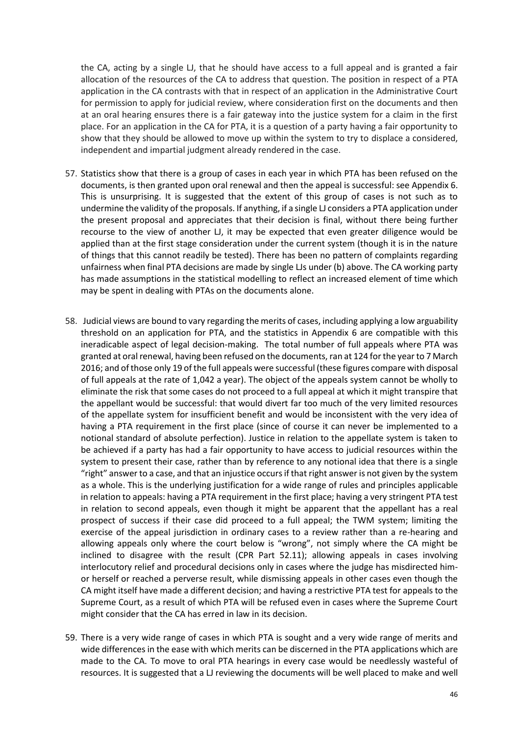the CA, acting by a single LJ, that he should have access to a full appeal and is granted a fair allocation of the resources of the CA to address that question. The position in respect of a PTA application in the CA contrasts with that in respect of an application in the Administrative Court for permission to apply for judicial review, where consideration first on the documents and then at an oral hearing ensures there is a fair gateway into the justice system for a claim in the first place. For an application in the CA for PTA, it is a question of a party having a fair opportunity to show that they should be allowed to move up within the system to try to displace a considered, independent and impartial judgment already rendered in the case.

57. Statistics show that there is a group of cases in each year in which PTA has been refused on the documents, is then granted upon oral renewal and then the appeal is successful: see Appendix 6. This is unsurprising. It is suggested that the extent of this group of cases is not such as to undermine the validity of the proposals. If anything, if a single LJ considers a PTA application under the present proposal and appreciates that their decision is final, without there being further recourse to the view of another LJ, it may be expected that even greater diligence would be applied than at the first stage consideration under the current system (though it is in the nature of things that this cannot readily be tested). There has been no pattern of complaints regarding unfairness when final PTA decisions are made by single LJs under (b) above. The CA working party has made assumptions in the statistical modelling to reflect an increased element of time which may be spent in dealing with PTAs on the documents alone.

58. Judicial views are bound to vary regarding the merits of cases, including applying a low arguability threshold on an application for PTA, and the statistics in Appendix 6 are compatible with this ineradicable aspect of legal decision-making. The total number of full appeals where PTA was granted at oral renewal, having been refused on the documents, ran at 124 for the year to 7 March 2016; and of those only 19 of the full appeals were successful (these figures compare with disposal of full appeals at the rate of 1,042 a year). The object of the appeals system cannot be wholly to eliminate the risk that some cases do not proceed to a full appeal at which it might transpire that the appellant would be successful: that would divert far too much of the very limited resources of the appellate system for insufficient benefit and would be inconsistent with the very idea of having a PTA requirement in the first place (since of course it can never be implemented to a notional standard of absolute perfection). Justice in relation to the appellate system is taken to be achieved if a party has had a fair opportunity to have access to judicial resources within the system to present their case, rather than by reference to any notional idea that there is a single "right" answer to a case, and that an injustice occurs if that right answer is not given by the system as a whole. This is the underlying justification for a wide range of rules and principles applicable in relation to appeals: having a PTA requirement in the first place; having a very stringent PTA test in relation to second appeals, even though it might be apparent that the appellant has a real prospect of success if their case did proceed to a full appeal; the TWM system; limiting the exercise of the appeal jurisdiction in ordinary cases to a review rather than a re-hearing and allowing appeals only where the court below is "wrong", not simply where the CA might be inclined to disagree with the result (CPR Part 52.11); allowing appeals in cases involving interlocutory relief and procedural decisions only in cases where the judge has misdirected him- or herself or reached a perverse result, while dismissing appeals in other cases even though the CA might itself have made a different decision; and having a restrictive PTA test for appeals to the Supreme Court, as a result of which PTA will be refused even in cases where the Supreme Court might consider that the CA has erred in law in its decision.

59. There is a very wide range of cases in which PTA is sought and a very wide range of merits and wide differences in the ease with which merits can be discerned in the PTA applications which are made to the CA. To move to oral PTA hearings in every case would be needlessly wasteful of resources. It is suggested that a LJ reviewing the documents will be well placed to make and well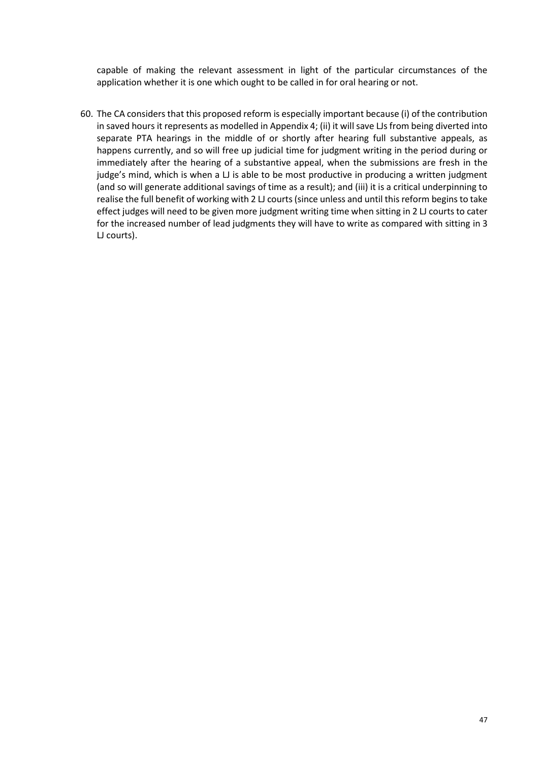capable of making the relevant assessment in light of the particular circumstances of the application whether it is one which ought to be called in for oral hearing or not.

60. The CA considers that this proposed reform is especially important because (i) of the contribution in saved hours it represents as modelled in Appendix 4; (ii) it will save LJs from being diverted into separate PTA hearings in the middle of or shortly after hearing full substantive appeals, as happens currently, and so will free up judicial time for judgment writing in the period during or immediately after the hearing of a substantive appeal, when the submissions are fresh in the judge's mind, which is when a LJ is able to be most productive in producing a written judgment (and so will generate additional savings of time as a result); and (iii) it is a critical underpinning to realise the full benefit of working with 2 LJ courts (since unless and until this reform begins to take effect judges will need to be given more judgment writing time when sitting in 2 LJ courts to cater for the increased number of lead judgments they will have to write as compared with sitting in 3 LJ courts).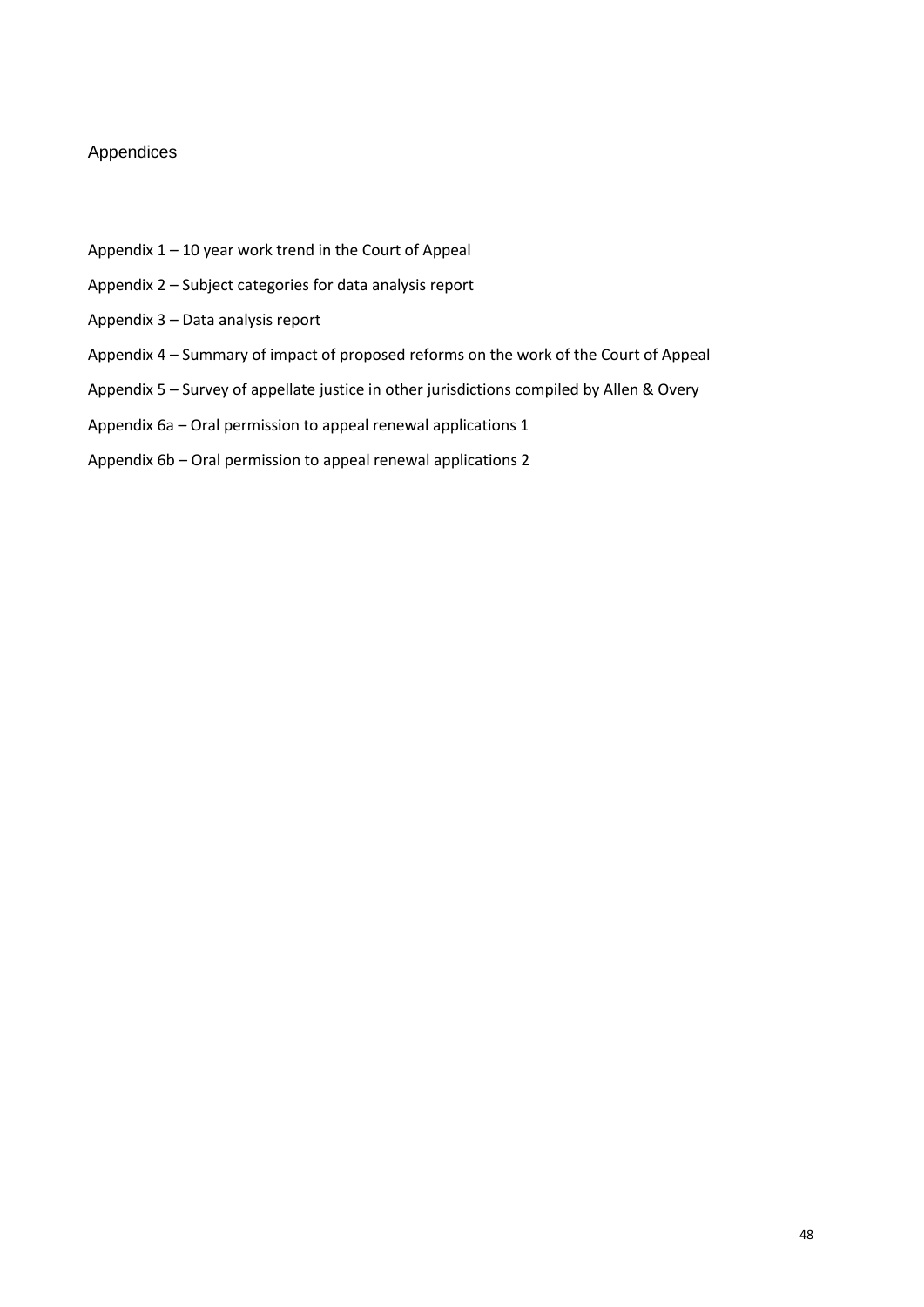# Appendices

Appendix 1 – 10 year work trend in the Court of Appeal

Appendix 2 – Subject categories for data analysis report

Appendix 3 – Data analysis report

Appendix 4 – Summary of impact of proposed reforms on the work of the Court of Appeal

Appendix 5 – Survey of appellate justice in other jurisdictions compiled by Allen & Overy

Appendix 6a – Oral permission to appeal renewal applications 1

Appendix 6b – Oral permission to appeal renewal applications 2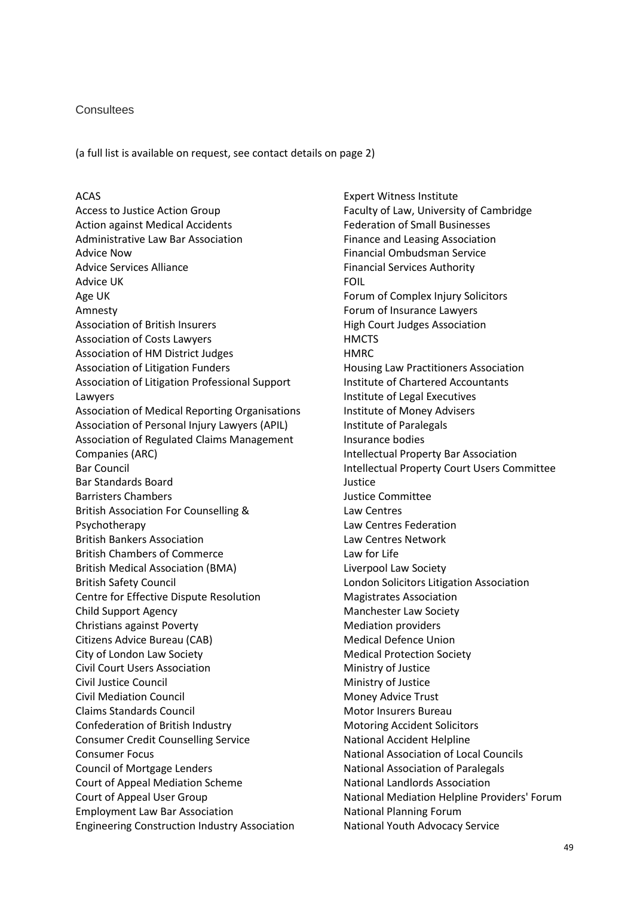## Consultees

(a full list is available on request, see contact details on page 2)

ACAS
Access to Justice Action Group
Action against Medical Accidents
Administrative Law Bar Association
Advice Now
Advice Services Alliance
Advice UK
Age UK
Amnesty
Association of British Insurers
Association of Costs Lawyers
Association of HM District Judges
Association of Litigation Funders
Association of Litigation Professional Support Lawyers
Association of Medical Reporting Organisations
Association of Personal Injury Lawyers (APIL)
Association of Regulated Claims Management Companies (ARC)
Bar Council
Bar Standards Board
Barristers Chambers
British Association For Counselling & Psychotherapy
British Bankers Association
British Chambers of Commerce
British Medical Association (BMA)
British Safety Council
Centre for Effective Dispute Resolution
Child Support Agency
Christians against Poverty
Citizens Advice Bureau (CAB)
City of London Law Society
Civil Court Users Association
Civil Justice Council
Civil Mediation Council
Claims Standards Council
Confederation of British Industry
Consumer Credit Counselling Service
Consumer Focus
Council of Mortgage Lenders
Court of Appeal Mediation Scheme
Court of Appeal User Group
Employment Law Bar Association
Engineering Construction Industry Association
Expert Witness Institute
Faculty of Law, University of Cambridge
Federation of Small Businesses
Finance and Leasing Association
Financial Ombudsman Service
Financial Services Authority
FOIL
Forum of Complex Injury Solicitors
Forum of Insurance Lawyers
High Court Judges Association
HMCTS
HMRC
Housing Law Practitioners Association
Institute of Chartered Accountants
Institute of Legal Executives
Institute of Money Advisers
Institute of Paralegals
Insurance bodies
Intellectual Property Bar Association
Intellectual Property Court Users Committee
Justice
Justice Committee
Law Centres
Law Centres Federation
Law Centres Network
Law for Life
Liverpool Law Society
London Solicitors Litigation Association
Magistrates Association
Manchester Law Society
Mediation providers
Medical Defence Union
Medical Protection Society
Ministry of Justice
Ministry of Justice
Money Advice Trust
Motor Insurers Bureau
Motoring Accident Solicitors
National Accident Helpline
National Association of Local Councils
National Association of Paralegals
National Landlords Association
National Mediation Helpline Providers' Forum
National Planning Forum
National Youth Advocacy Service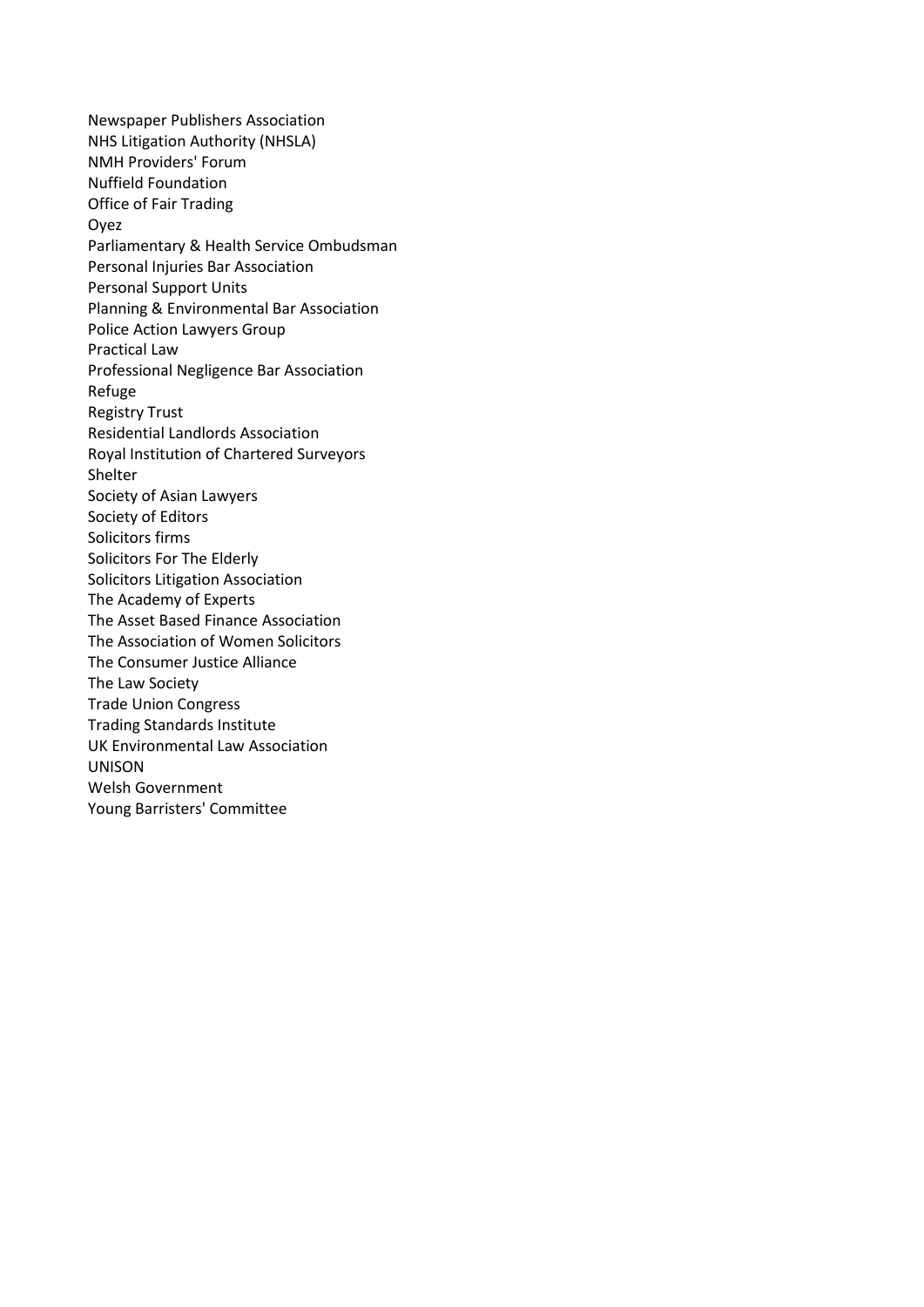Newspaper Publishers Association
NHS Litigation Authority (NHSLA)
NMH Providers' Forum
Nuffield Foundation
Office of Fair Trading
Oyez
Parliamentary & Health Service Ombudsman
Personal Injuries Bar Association
Personal Support Units
Planning & Environmental Bar Association
Police Action Lawyers Group
Practical Law
Professional Negligence Bar Association
Refuge
Registry Trust
Residential Landlords Association
Royal Institution of Chartered Surveyors
Shelter
Society of Asian Lawyers
Society of Editors
Solicitors firms
Solicitors For The Elderly
Solicitors Litigation Association
The Academy of Experts
The Asset Based Finance Association
The Association of Women Solicitors
The Consumer Justice Alliance
The Law Society
Trade Union Congress
Trading Standards Institute
UK Environmental Law Association
UNISON
Welsh Government
Young Barristers' Committee